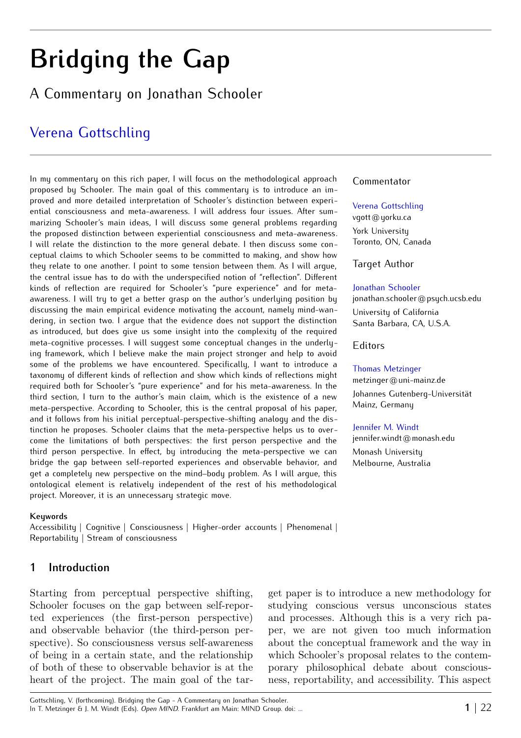# Bridging the Gap

## A Commentary on Jonathan Schooler

Verena Gottschling

In my commentary on this rich paper, I will focus on the methodological approach proposed by Schooler. The main goal of this commentary is to introduce an improved and more detailed interpretation of Schooler's distinction between experiential consciousness and meta-awareness. I will address four issues. After summarizing Schooler's main ideas, I will discuss some general problems regarding the proposed distinction between experiential consciousness and meta-awareness. I will relate the distinction to the more general debate. I then discuss some conceptual claims to which Schooler seems to be committed to making, and show how they relate to one another. I point to some tension between them. As I will argue, the central issue has to do with the underspecified notion of "reflection". Different kinds of reflection are required for Schooler's "pure experience" and for meta-awareness. I will try to get a better grasp on the author's underlying position by discussing the main empirical evidence motivating the account, namely mind-wandering, in section two. I argue that the evidence does not support the distinction as introduced, but does give us some insight into the complexity of the required meta-cognitive processes. I will suggest some conceptual changes in the underlying framework, which I believe make the main project stronger and help to avoid some of the problems we have encountered. Specifically, I want to introduce a taxonomy of different kinds of reflection and show which kinds of reflections might required both for Schooler's "pure experience" and for his meta-awareness. In the third section, I turn to the author's main claim, which is the existence of a new meta-perspective. According to Schooler, this is the central proposal of his paper, and it follows from his initial perceptual-perspective-shifting analogy and the distinction he proposes. Schooler claims that the meta-perspective helps us to overcome the limitations of both perspectives: the first person perspective and the third person perspective. In effect, by introducing the meta-perspective we can bridge the gap between self-reported experiences and observable behavior, and get a completely new perspective on the mind–body problem. As I will argue, this ontological element is relatively independent of the rest of his methodological project. Moreover, it is an unnecessary strategic move.

**Keywords**

Accessibility | Cognitive | Consciousness | Higher-order accounts | Phenomenal | Reportability | Stream of consciousness

**Commentator**

Verena Gottschling
vgott@yorku.ca
York University
Toronto, ON, Canada

**Target Author**

Jonathan Schooler
jonathan.schooler@psych.ucsb.edu
University of California
Santa Barbara, CA, U.S.A.

**Editors**

Thomas Metzinger
metzinger@uni-mainz.de
Johannes Gutenberg-Universität
Mainz, Germany

Jennifer M. Windt
jennifer.windt@monash.edu
Monash University
Melbourne, Australia

## 1 Introduction

Starting from perceptual perspective shifting, Schooler focuses on the gap between self-reported experiences (the first-person perspective) and observable behavior (the third-person perspective). So consciousness versus self-awareness of being in a certain state, and the relationship of both of these to observable behavior is at the heart of the project. The main goal of the target paper is to introduce a new methodology for studying conscious versus unconscious states and processes. Although this is a very rich paper, we are not given too much information about the conceptual framework and the way in which Schooler's proposal relates to the contemporary philosophical debate about consciousness, reportability, and accessibility. This aspect

Gottschling, V. (forthcoming). Bridging the Gap - A Commentary on Jonathan Schooler.
In T. Metzinger & J. M. Windt (Eds). *Open MIND*. Frankfurt am Main: MIND Group. doi: ...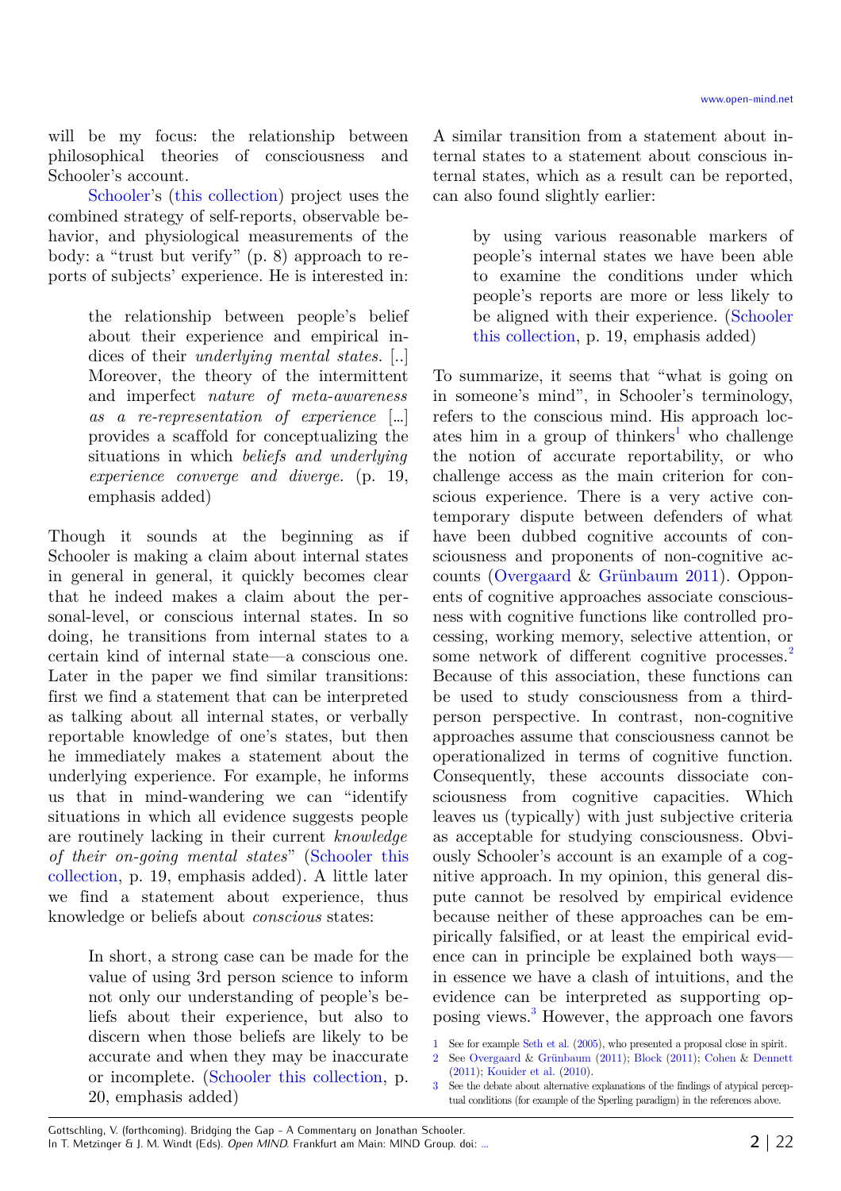will be my focus: the relationship between philosophical theories of consciousness and Schooler's account.

Schooler's (this collection) project uses the combined strategy of self-reports, observable behavior, and physiological measurements of the body: a "trust but verify" (p. 8) approach to reports of subjects' experience. He is interested in:

> the relationship between people's belief about their experience and empirical indices of their *underlying mental states*. [..] Moreover, the theory of the intermittent and imperfect *nature of meta-awareness as a re-representation of experience* [...] provides a scaffold for conceptualizing the situations in which *beliefs and underlying experience converge and diverge*. (p. 19, emphasis added)

Though it sounds at the beginning as if Schooler is making a claim about internal states in general in general, it quickly becomes clear that he indeed makes a claim about the personal-level, or conscious internal states. In so doing, he transitions from internal states to a certain kind of internal state—a conscious one. Later in the paper we find similar transitions: first we find a statement that can be interpreted as talking about all internal states, or verbally reportable knowledge of one's states, but then he immediately makes a statement about the underlying experience. For example, he informs us that in mind-wandering we can "identify situations in which all evidence suggests people are routinely lacking in their current *knowledge of their on-going mental states*" (Schooler this collection, p. 19, emphasis added). A little later we find a statement about experience, thus knowledge or beliefs about *conscious* states:

> In short, a strong case can be made for the value of using 3rd person science to inform not only our understanding of people's beliefs about their experience, but also to discern when those beliefs are likely to be accurate and when they may be inaccurate or incomplete. (Schooler this collection, p. 20, emphasis added)

A similar transition from a statement about internal states to a statement about conscious internal states, which as a result can be reported, can also found slightly earlier:

> by using various reasonable markers of people's internal states we have been able to examine the conditions under which people's reports are more or less likely to be aligned with their experience. (Schooler this collection, p. 19, emphasis added)

To summarize, it seems that "what is going on in someone's mind", in Schooler's terminology, refers to the conscious mind. His approach locates him in a group of thinkers[1] who challenge the notion of accurate reportability, or who challenge access as the main criterion for conscious experience. There is a very active contemporary dispute between defenders of what have been dubbed cognitive accounts of consciousness and proponents of non-cognitive accounts (Overgaard & Grünbaum 2011). Opponents of cognitive approaches associate consciousness with cognitive functions like controlled processing, working memory, selective attention, or some network of different cognitive processes.[2] Because of this association, these functions can be used to study consciousness from a third-person perspective. In contrast, non-cognitive approaches assume that consciousness cannot be operationalized in terms of cognitive function. Consequently, these accounts dissociate consciousness from cognitive capacities. Which leaves us (typically) with just subjective criteria as acceptable for studying consciousness. Obviously Schooler's account is an example of a cognitive approach. In my opinion, this general dispute cannot be resolved by empirical evidence because neither of these approaches can be empirically falsified, or at least the empirical evidence can in principle be explained both ways—in essence we have a clash of intuitions, and the evidence can be interpreted as supporting opposing views.[3] However, the approach one favors

1 See for example Seth et al. (2005), who presented a proposal close in spirit.

2 See Overgaard & Grünbaum (2011); Block (2011); Cohen & Dennett (2011); Kouider et al. (2010).

3 See the debate about alternative explanations of the findings of atypical perceptual conditions (for example of the Sperling paradigm) in the references above.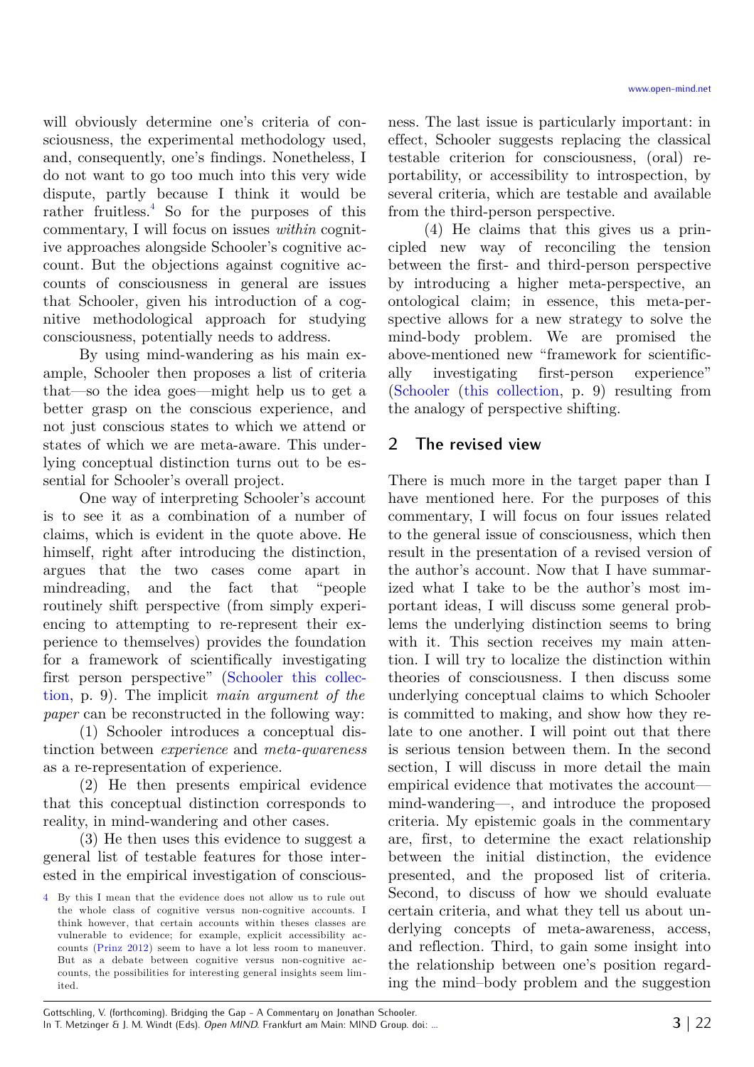will obviously determine one's criteria of consciousness, the experimental methodology used, and, consequently, one's findings. Nonetheless, I do not want to go too much into this very wide dispute, partly because I think it would be rather fruitless.[4] So for the purposes of this commentary, I will focus on issues *within* cognitive approaches alongside Schooler's cognitive account. But the objections against cognitive accounts of consciousness in general are issues that Schooler, given his introduction of a cognitive methodological approach for studying consciousness, potentially needs to address.

By using mind-wandering as his main example, Schooler then proposes a list of criteria that—so the idea goes—might help us to get a better grasp on the conscious experience, and not just conscious states to which we attend or states of which we are meta-aware. This underlying conceptual distinction turns out to be essential for Schooler's overall project.

One way of interpreting Schooler's account is to see it as a combination of a number of claims, which is evident in the quote above. He himself, right after introducing the distinction, argues that the two cases come apart in mindreading, and the fact that "people routinely shift perspective (from simply experiencing to attempting to re-represent their experience to themselves) provides the foundation for a framework of scientifically investigating first person perspective" (Schooler this collection, p. 9). The implicit *main argument of the paper* can be reconstructed in the following way:

(1) Schooler introduces a conceptual distinction between *experience* and *meta-qwareness* as a re-representation of experience.

(2) He then presents empirical evidence that this conceptual distinction corresponds to reality, in mind-wandering and other cases.

(3) He then uses this evidence to suggest a general list of testable features for those interested in the empirical investigation of consciousness. The last issue is particularly important: in effect, Schooler suggests replacing the classical testable criterion for consciousness, (oral) reportability, or accessibility to introspection, by several criteria, which are testable and available from the third-person perspective.

(4) He claims that this gives us a principled new way of reconciling the tension between the first- and third-person perspective by introducing a higher meta-perspective, an ontological claim; in essence, this meta-perspective allows for a new strategy to solve the mind-body problem. We are promised the above-mentioned new "framework for scientifically investigating first-person experience" (Schooler (this collection, p. 9) resulting from the analogy of perspective shifting.

## 2 The revised view

There is much more in the target paper than I have mentioned here. For the purposes of this commentary, I will focus on four issues related to the general issue of consciousness, which then result in the presentation of a revised version of the author's account. Now that I have summarized what I take to be the author's most important ideas, I will discuss some general problems the underlying distinction seems to bring with it. This section receives my main attention. I will try to localize the distinction within theories of consciousness. I then discuss some underlying conceptual claims to which Schooler is committed to making, and show how they relate to one another. I will point out that there is serious tension between them. In the second section, I will discuss in more detail the main empirical evidence that motivates the account—mind-wandering—, and introduce the proposed criteria. My epistemic goals in the commentary are, first, to determine the exact relationship between the initial distinction, the evidence presented, and the proposed list of criteria. Second, to discuss of how we should evaluate certain criteria, and what they tell us about underlying concepts of meta-awareness, access, and reflection. Third, to gain some insight into the relationship between one's position regarding the mind–body problem and the suggestion

[4] By this I mean that the evidence does not allow us to rule out the whole class of cognitive versus non-cognitive accounts. I think however, that certain accounts within theses classes are vulnerable to evidence; for example, explicit accessibility accounts (Prinz 2012) seem to have a lot less room to maneuver. But as a debate between cognitive versus non-cognitive accounts, the possibilities for interesting general insights seem limited.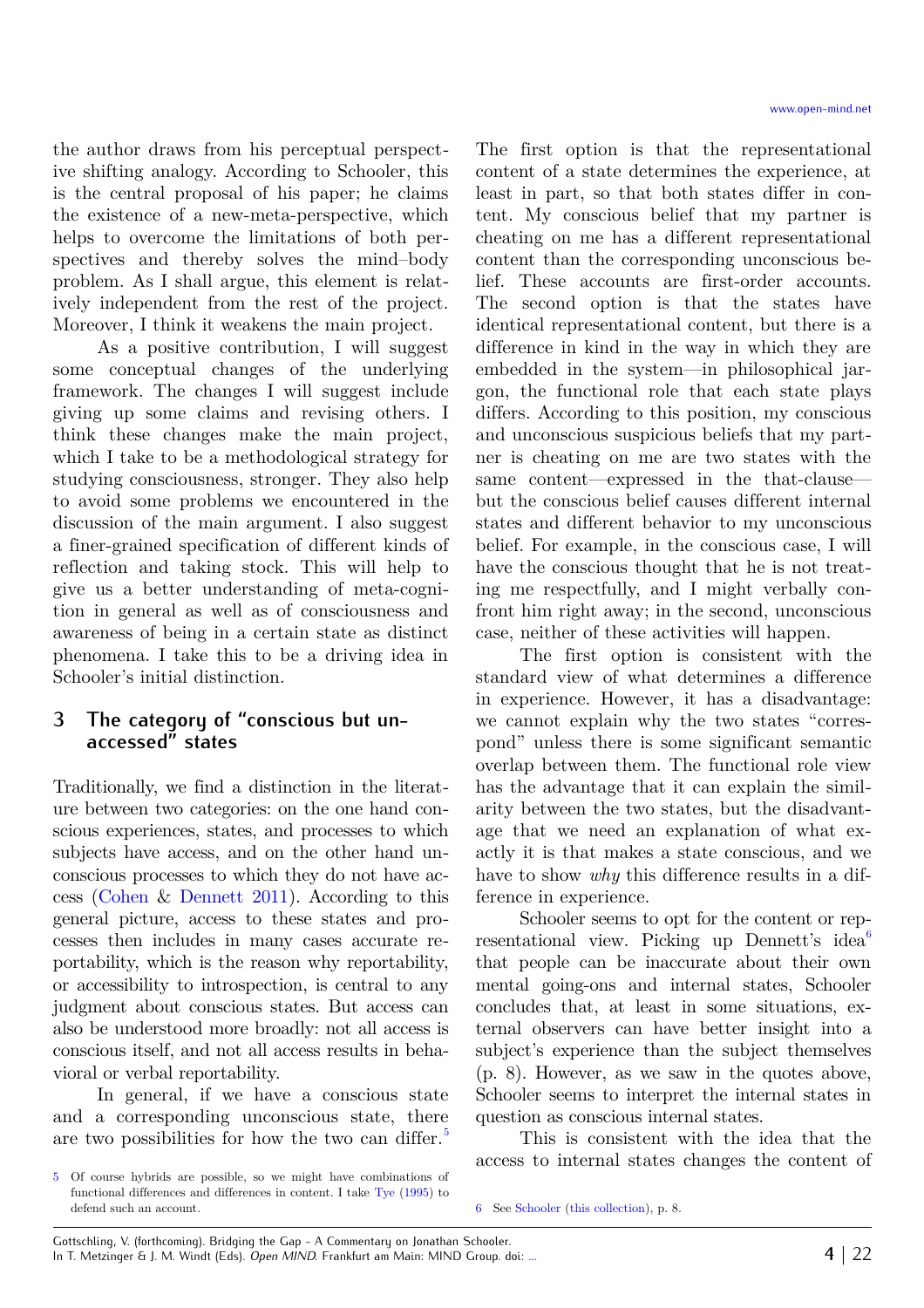the author draws from his perceptual perspective shifting analogy. According to Schooler, this is the central proposal of his paper; he claims the existence of a new-meta-perspective, which helps to overcome the limitations of both perspectives and thereby solves the mind–body problem. As I shall argue, this element is relatively independent from the rest of the project. Moreover, I think it weakens the main project.

As a positive contribution, I will suggest some conceptual changes of the underlying framework. The changes I will suggest include giving up some claims and revising others. I think these changes make the main project, which I take to be a methodological strategy for studying consciousness, stronger. They also help to avoid some problems we encountered in the discussion of the main argument. I also suggest a finer-grained specification of different kinds of reflection and taking stock. This will help to give us a better understanding of meta-cognition in general as well as of consciousness and awareness of being in a certain state as distinct phenomena. I take this to be a driving idea in Schooler's initial distinction.

## 3 The category of "conscious but unaccessed" states

Traditionally, we find a distinction in the literature between two categories: on the one hand conscious experiences, states, and processes to which subjects have access, and on the other hand unconscious processes to which they do not have access (Cohen & Dennett 2011). According to this general picture, access to these states and processes then includes in many cases accurate reportability, which is the reason why reportability, or accessibility to introspection, is central to any judgment about conscious states. But access can also be understood more broadly: not all access is conscious itself, and not all access results in behavioral or verbal reportability.

In general, if we have a conscious state and a corresponding unconscious state, there are two possibilities for how the two can differ.[5] The first option is that the representational content of a state determines the experience, at least in part, so that both states differ in content. My conscious belief that my partner is cheating on me has a different representational content than the corresponding unconscious belief. These accounts are first-order accounts. The second option is that the states have identical representational content, but there is a difference in kind in the way in which they are embedded in the system—in philosophical jargon, the functional role that each state plays differs. According to this position, my conscious and unconscious suspicious beliefs that my partner is cheating on me are two states with the same content—expressed in the that-clause—but the conscious belief causes different internal states and different behavior to my unconscious belief. For example, in the conscious case, I will have the conscious thought that he is not treating me respectfully, and I might verbally confront him right away; in the second, unconscious case, neither of these activities will happen.

The first option is consistent with the standard view of what determines a difference in experience. However, it has a disadvantage: we cannot explain why the two states "correspond" unless there is some significant semantic overlap between them. The functional role view has the advantage that it can explain the similarity between the two states, but the disadvantage that we need an explanation of what exactly it is that makes a state conscious, and we have to show *why* this difference results in a difference in experience.

Schooler seems to opt for the content or representational view. Picking up Dennett's idea[6] that people can be inaccurate about their own mental going-ons and internal states, Schooler concludes that, at least in some situations, external observers can have better insight into a subject's experience than the subject themselves (p. 8). However, as we saw in the quotes above, Schooler seems to interpret the internal states in question as conscious internal states.

This is consistent with the idea that the access to internal states changes the content of

[5] Of course hybrids are possible, so we might have combinations of functional differences and differences in content. I take Tye (1995) to defend such an account.

[6] See Schooler (this collection), p. 8.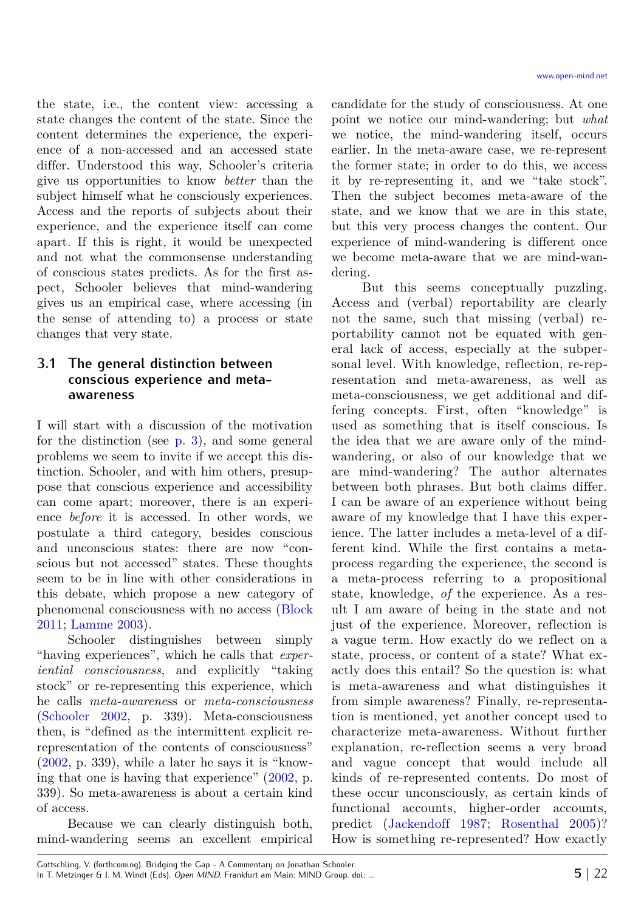the state, i.e., the content view: accessing a state changes the content of the state. Since the content determines the experience, the experience of a non-accessed and an accessed state differ. Understood this way, Schooler's criteria give us opportunities to know *better* than the subject himself what he consciously experiences. Access and the reports of subjects about their experience, and the experience itself can come apart. If this is right, it would be unexpected and not what the commonsense understanding of conscious states predicts. As for the first aspect, Schooler believes that mind-wandering gives us an empirical case, where accessing (in the sense of attending to) a process or state changes that very state.

### 3.1 The general distinction between conscious experience and meta-awareness

I will start with a discussion of the motivation for the distinction (see p. 3), and some general problems we seem to invite if we accept this distinction. Schooler, and with him others, presuppose that conscious experience and accessibility can come apart; moreover, there is an experience *before* it is accessed. In other words, we postulate a third category, besides conscious and unconscious states: there are now "conscious but not accessed" states. These thoughts seem to be in line with other considerations in this debate, which propose a new category of phenomenal consciousness with no access (Block 2011; Lamme 2003).

Schooler distinguishes between simply "having experiences", which he calls that *experiential consciousness*, and explicitly "taking stock" or re-representing this experience, which he calls *meta-awareness* or *meta-consciousness* (Schooler 2002, p. 339). Meta-consciousness then, is "defined as the intermittent explicit re-representation of the contents of consciousness" (2002, p. 339), while a later he says it is "knowing that one is having that experience" (2002, p. 339). So meta-awareness is about a certain kind of access.

Because we can clearly distinguish both, mind-wandering seems an excellent empirical candidate for the study of consciousness. At one point we notice our mind-wandering; but *what* we notice, the mind-wandering itself, occurs earlier. In the meta-aware case, we re-represent the former state; in order to do this, we access it by re-representing it, and we "take stock". Then the subject becomes meta-aware of the state, and we know that we are in this state, but this very process changes the content. Our experience of mind-wandering is different once we become meta-aware that we are mind-wandering.

But this seems conceptually puzzling. Access and (verbal) reportability are clearly not the same, such that missing (verbal) reportability cannot not be equated with general lack of access, especially at the subpersonal level. With knowledge, reflection, re-representation and meta-awareness, as well as meta-consciousness, we get additional and differing concepts. First, often "knowledge" is used as something that is itself conscious. Is the idea that we are aware only of the mind-wandering, or also of our knowledge that we are mind-wandering? The author alternates between both phrases. But both claims differ. I can be aware of an experience without being aware of my knowledge that I have this experience. The latter includes a meta-level of a different kind. While the first contains a meta-process regarding the experience, the second is a meta-process referring to a propositional state, knowledge, *of* the experience. As a result I am aware of being in the state and not just of the experience. Moreover, reflection is a vague term. How exactly do we reflect on a state, process, or content of a state? What exactly does this entail? So the question is: what is meta-awareness and what distinguishes it from simple awareness? Finally, re-representation is mentioned, yet another concept used to characterize meta-awareness. Without further explanation, re-reflection seems a very broad and vague concept that would include all kinds of re-represented contents. Do most of these occur unconsciously, as certain kinds of functional accounts, higher-order accounts, predict (Jackendoff 1987; Rosenthal 2005)? How is something re-represented? How exactly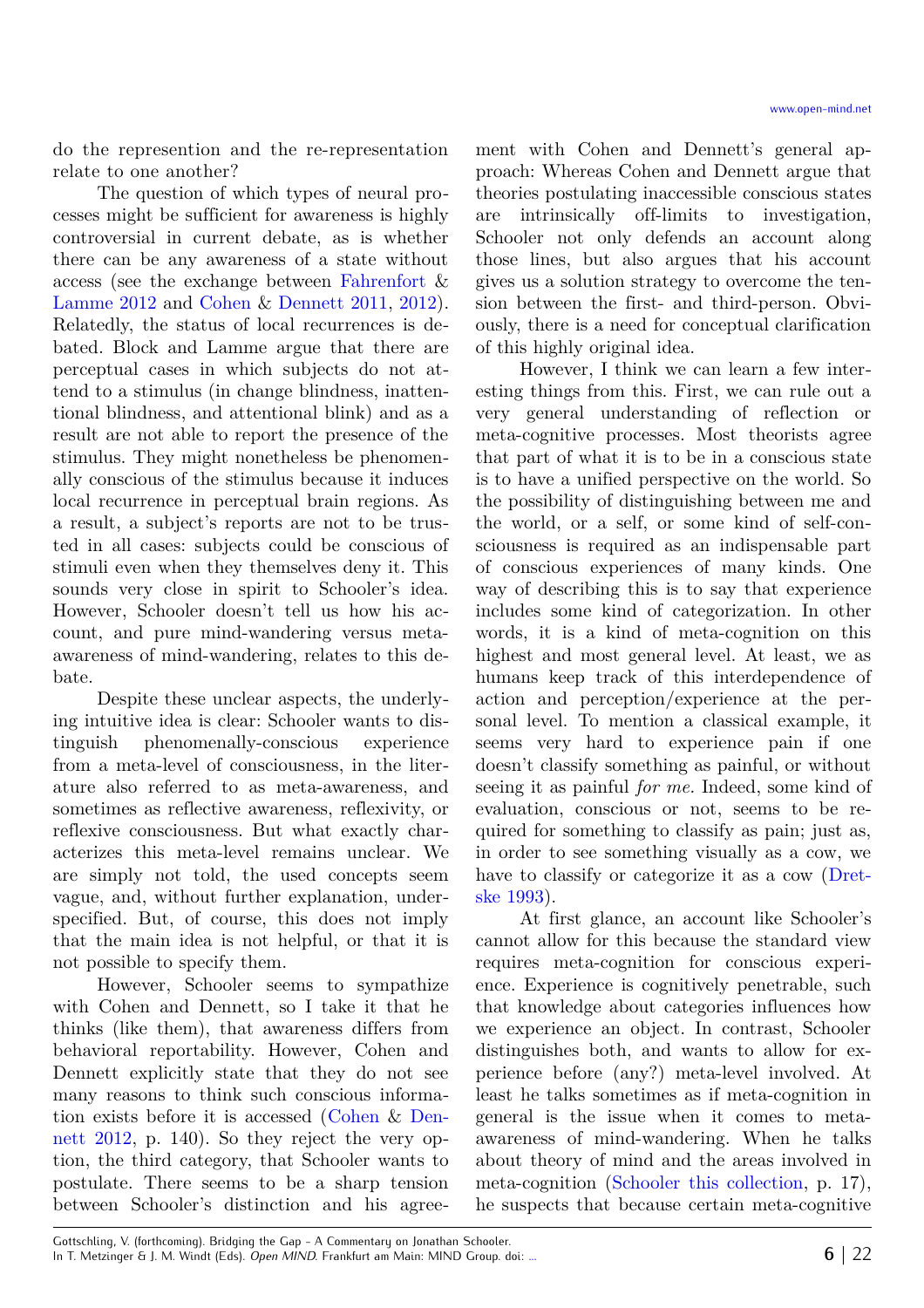do the represention and the re-representation relate to one another?

The question of which types of neural processes might be sufficient for awareness is highly controversial in current debate, as is whether there can be any awareness of a state without access (see the exchange between Fahrenfort & Lamme 2012 and Cohen & Dennett 2011, 2012). Relatedly, the status of local recurrences is debated. Block and Lamme argue that there are perceptual cases in which subjects do not attend to a stimulus (in change blindness, inattentional blindness, and attentional blink) and as a result are not able to report the presence of the stimulus. They might nonetheless be phenomenally conscious of the stimulus because it induces local recurrence in perceptual brain regions. As a result, a subject's reports are not to be trusted in all cases: subjects could be conscious of stimuli even when they themselves deny it. This sounds very close in spirit to Schooler's idea. However, Schooler doesn't tell us how his account, and pure mind-wandering versus meta-awareness of mind-wandering, relates to this debate.

Despite these unclear aspects, the underlying intuitive idea is clear: Schooler wants to distinguish phenomenally-conscious experience from a meta-level of consciousness, in the literature also referred to as meta-awareness, and sometimes as reflective awareness, reflexivity, or reflexive consciousness. But what exactly characterizes this meta-level remains unclear. We are simply not told, the used concepts seem vague, and, without further explanation, underspecified. But, of course, this does not imply that the main idea is not helpful, or that it is not possible to specify them.

However, Schooler seems to sympathize with Cohen and Dennett, so I take it that he thinks (like them), that awareness differs from behavioral reportability. However, Cohen and Dennett explicitly state that they do not see many reasons to think such conscious information exists before it is accessed (Cohen & Dennett 2012, p. 140). So they reject the very option, the third category, that Schooler wants to postulate. There seems to be a sharp tension between Schooler's distinction and his agreement with Cohen and Dennett's general approach: Whereas Cohen and Dennett argue that theories postulating inaccessible conscious states are intrinsically off-limits to investigation, Schooler not only defends an account along those lines, but also argues that his account gives us a solution strategy to overcome the tension between the first- and third-person. Obviously, there is a need for conceptual clarification of this highly original idea.

However, I think we can learn a few interesting things from this. First, we can rule out a very general understanding of reflection or meta-cognitive processes. Most theorists agree that part of what it is to be in a conscious state is to have a unified perspective on the world. So the possibility of distinguishing between me and the world, or a self, or some kind of self-consciousness is required as an indispensable part of conscious experiences of many kinds. One way of describing this is to say that experience includes some kind of categorization. In other words, it is a kind of meta-cognition on this highest and most general level. At least, we as humans keep track of this interdependence of action and perception/experience at the personal level. To mention a classical example, it seems very hard to experience pain if one doesn't classify something as painful, or without seeing it as painful *for me*. Indeed, some kind of evaluation, conscious or not, seems to be required for something to classify as pain; just as, in order to see something visually as a cow, we have to classify or categorize it as a cow (Dretske 1993).

At first glance, an account like Schooler's cannot allow for this because the standard view requires meta-cognition for conscious experience. Experience is cognitively penetrable, such that knowledge about categories influences how we experience an object. In contrast, Schooler distinguishes both, and wants to allow for experience before (any?) meta-level involved. At least he talks sometimes as if meta-cognition in general is the issue when it comes to meta-awareness of mind-wandering. When he talks about theory of mind and the areas involved in meta-cognition (Schooler this collection, p. 17), he suspects that because certain meta-cognitive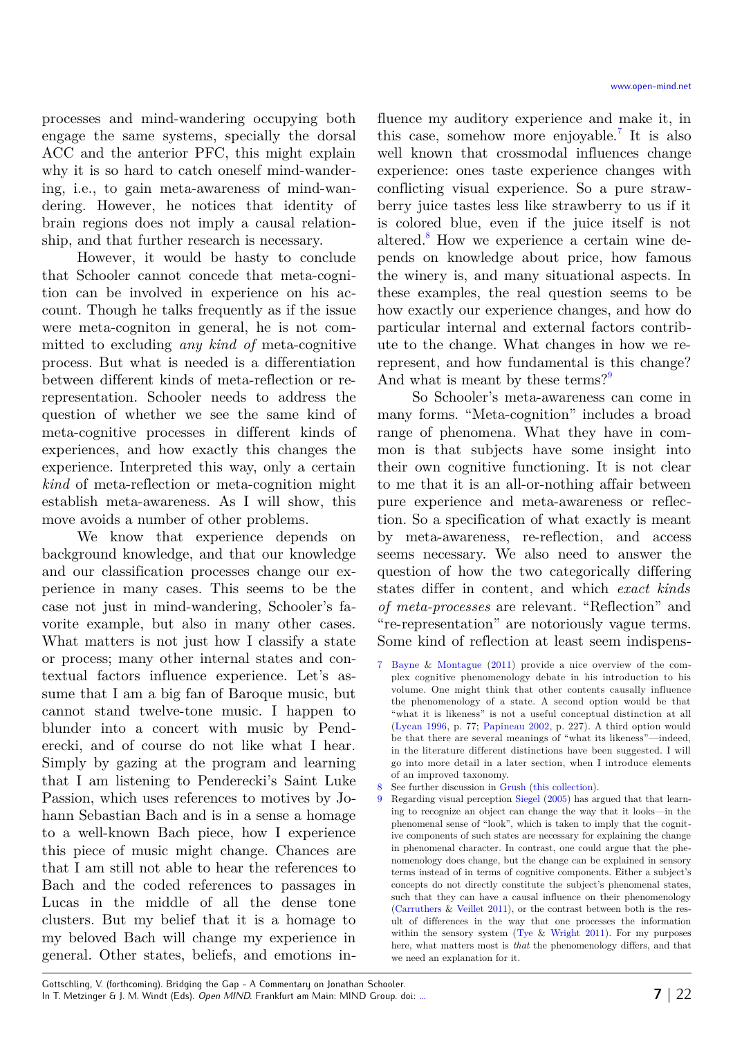processes and mind-wandering occupying both engage the same systems, specially the dorsal ACC and the anterior PFC, this might explain why it is so hard to catch oneself mind-wandering, i.e., to gain meta-awareness of mind-wandering. However, he notices that identity of brain regions does not imply a causal relationship, and that further research is necessary.

However, it would be hasty to conclude that Schooler cannot concede that meta-cognition can be involved in experience on his account. Though he talks frequently as if the issue were meta-cogniton in general, he is not committed to excluding *any kind of* meta-cognitive process. But what is needed is a differentiation between different kinds of meta-reflection or re-representation. Schooler needs to address the question of whether we see the same kind of meta-cognitive processes in different kinds of experiences, and how exactly this changes the experience. Interpreted this way, only a certain *kind* of meta-reflection or meta-cognition might establish meta-awareness. As I will show, this move avoids a number of other problems.

We know that experience depends on background knowledge, and that our knowledge and our classification processes change our experience in many cases. This seems to be the case not just in mind-wandering, Schooler's favorite example, but also in many other cases. What matters is not just how I classify a state or process; many other internal states and contextual factors influence experience. Let's assume that I am a big fan of Baroque music, but cannot stand twelve-tone music. I happen to blunder into a concert with music by Penderecki, and of course do not like what I hear. Simply by gazing at the program and learning that I am listening to Penderecki's Saint Luke Passion, which uses references to motives by Johann Sebastian Bach and is in a sense a homage to a well-known Bach piece, how I experience this piece of music might change. Chances are that I am still not able to hear the references to Bach and the coded references to passages in Lucas in the middle of all the dense tone clusters. But my belief that it is a homage to my beloved Bach will change my experience in general. Other states, beliefs, and emotions influence my auditory experience and make it, in this case, somehow more enjoyable.[7] It is also well known that crossmodal influences change experience: ones taste experience changes with conflicting visual experience. So a pure strawberry juice tastes less like strawberry to us if it is colored blue, even if the juice itself is not altered.[8] How we experience a certain wine depends on knowledge about price, how famous the winery is, and many situational aspects. In these examples, the real question seems to be how exactly our experience changes, and how do particular internal and external factors contribute to the change. What changes in how we re-represent, and how fundamental is this change? And what is meant by these terms?[9]

So Schooler's meta-awareness can come in many forms. "Meta-cognition" includes a broad range of phenomena. What they have in common is that subjects have some insight into their own cognitive functioning. It is not clear to me that it is an all-or-nothing affair between pure experience and meta-awareness or reflection. So a specification of what exactly is meant by meta-awareness, re-reflection, and access seems necessary. We also need to answer the question of how the two categorically differing states differ in content, and which *exact kinds of meta-processes* are relevant. "Reflection" and "re-representation" are notoriously vague terms. Some kind of reflection at least seem indispens-

7 Bayne & Montague (2011) provide a nice overview of the complex cognitive phenomenology debate in his introduction to his volume. One might think that other contents causally influence the phenomenology of a state. A second option would be that "what it is likeness" is not a useful conceptual distinction at all (Lycan 1996, p. 77; Papineau 2002, p. 227). A third option would be that there are several meanings of "what its likeness"—indeed, in the literature different distinctions have been suggested. I will go into more detail in a later section, when I introduce elements of an improved taxonomy.

8 See further discussion in Grush (this collection).

9 Regarding visual perception Siegel (2005) has argued that that learning to recognize an object can change the way that it looks—in the phenomenal sense of "look", which is taken to imply that the cognitive components of such states are necessary for explaining the change in phenomenal character. In contrast, one could argue that the phenomenology does change, but the change can be explained in sensory terms instead of in terms of cognitive components. Either a subject's concepts do not directly constitute the subject's phenomenal states, such that they can have a causal influence on their phenomenology (Carruthers & Veillet 2011), or the contrast between both is the result of differences in the way that one processes the information within the sensory system (Tye & Wright 2011). For my purposes here, what matters most is *that* the phenomenology differs, and that we need an explanation for it.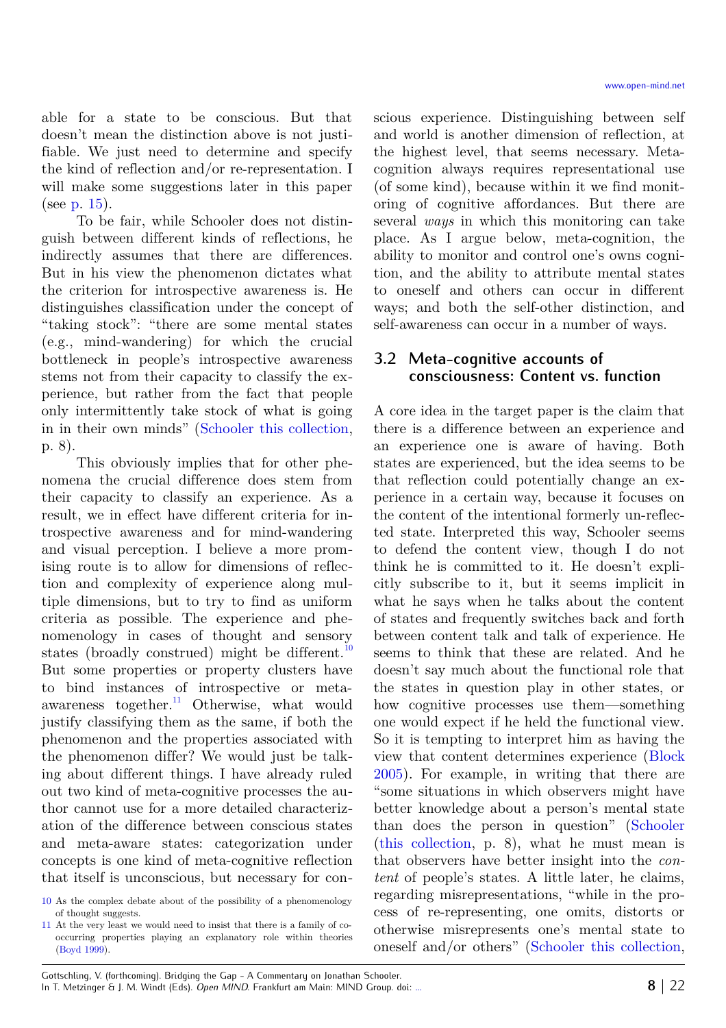able for a state to be conscious. But that doesn't mean the distinction above is not justifiable. We just need to determine and specify the kind of reflection and/or re-representation. I will make some suggestions later in this paper (see p. 15).

To be fair, while Schooler does not distinguish between different kinds of reflections, he indirectly assumes that there are differences. But in his view the phenomenon dictates what the criterion for introspective awareness is. He distinguishes classification under the concept of "taking stock": "there are some mental states (e.g., mind-wandering) for which the crucial bottleneck in people's introspective awareness stems not from their capacity to classify the experience, but rather from the fact that people only intermittently take stock of what is going in in their own minds" (Schooler this collection, p. 8).

This obviously implies that for other phenomena the crucial difference does stem from their capacity to classify an experience. As a result, we in effect have different criteria for introspective awareness and for mind-wandering and visual perception. I believe a more promising route is to allow for dimensions of reflection and complexity of experience along multiple dimensions, but to try to find as uniform criteria as possible. The experience and phenomenology in cases of thought and sensory states (broadly construed) might be different.[10] But some properties or property clusters have to bind instances of introspective or meta-awareness together.[11] Otherwise, what would justify classifying them as the same, if both the phenomenon and the properties associated with the phenomenon differ? We would just be talking about different things. I have already ruled out two kind of meta-cognitive processes the author cannot use for a more detailed characterization of the difference between conscious states and meta-aware states: categorization under concepts is one kind of meta-cognitive reflection that itself is unconscious, but necessary for conscious experience. Distinguishing between self and world is another dimension of reflection, at the highest level, that seems necessary. Meta-cognition always requires representational use (of some kind), because within it we find monitoring of cognitive affordances. But there are several *ways* in which this monitoring can take place. As I argue below, meta-cognition, the ability to monitor and control one's owns cognition, and the ability to attribute mental states to oneself and others can occur in different ways; and both the self-other distinction, and self-awareness can occur in a number of ways.

## 3.2 Meta-cognitive accounts of consciousness: Content vs. function

A core idea in the target paper is the claim that there is a difference between an experience and an experience one is aware of having. Both states are experienced, but the idea seems to be that reflection could potentially change an experience in a certain way, because it focuses on the content of the intentional formerly un-reflected state. Interpreted this way, Schooler seems to defend the content view, though I do not think he is committed to it. He doesn't explicitly subscribe to it, but it seems implicit in what he says when he talks about the content of states and frequently switches back and forth between content talk and talk of experience. He seems to think that these are related. And he doesn't say much about the functional role that the states in question play in other states, or how cognitive processes use them—something one would expect if he held the functional view. So it is tempting to interpret him as having the view that content determines experience (Block 2005). For example, in writing that there are "some situations in which observers might have better knowledge about a person's mental state than does the person in question" (Schooler (this collection, p. 8), what he must mean is that observers have better insight into the *content* of people's states. A little later, he claims, regarding misrepresentations, "while in the process of re-representing, one omits, distorts or otherwise misrepresents one's mental state to oneself and/or others" (Schooler this collection,

---

10 As the complex debate about of the possibility of a phenomenology of thought suggests.

11 At the very least we would need to insist that there is a family of co-occurring properties playing an explanatory role within theories (Boyd 1999).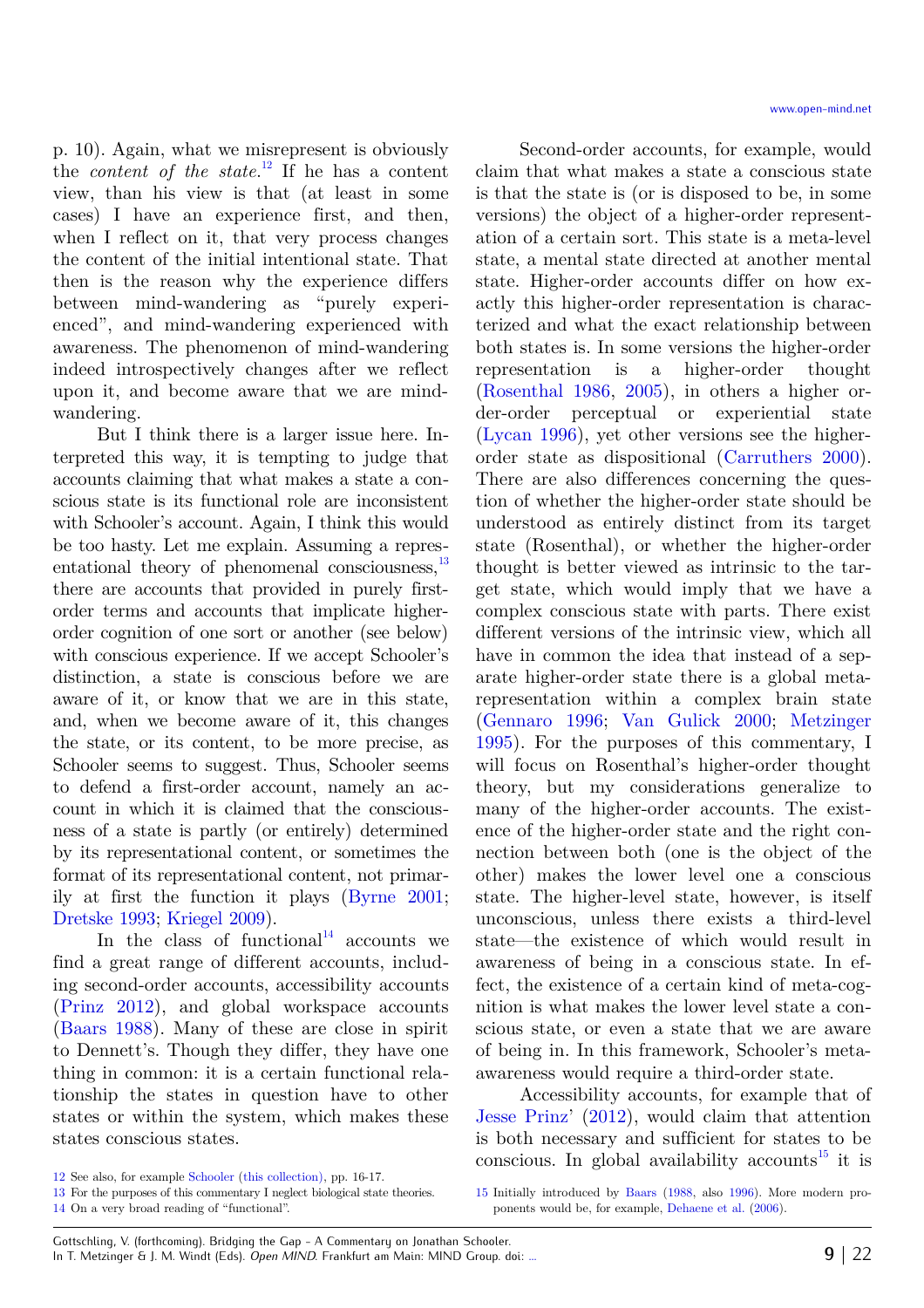p. 10). Again, what we misrepresent is obviously the *content of the state*.[12] If he has a content view, than his view is that (at least in some cases) I have an experience first, and then, when I reflect on it, that very process changes the content of the initial intentional state. That then is the reason why the experience differs between mind-wandering as "purely experienced", and mind-wandering experienced with awareness. The phenomenon of mind-wandering indeed introspectively changes after we reflect upon it, and become aware that we are mind-wandering.

But I think there is a larger issue here. Interpreted this way, it is tempting to judge that accounts claiming that what makes a state a conscious state is its functional role are inconsistent with Schooler's account. Again, I think this would be too hasty. Let me explain. Assuming a representational theory of phenomenal consciousness,[13] there are accounts that provided in purely first-order terms and accounts that implicate higher-order cognition of one sort or another (see below) with conscious experience. If we accept Schooler's distinction, a state is conscious before we are aware of it, or know that we are in this state, and, when we become aware of it, this changes the state, or its content, to be more precise, as Schooler seems to suggest. Thus, Schooler seems to defend a first-order account, namely an account in which it is claimed that the consciousness of a state is partly (or entirely) determined by its representational content, or sometimes the format of its representational content, not primarily at first the function it plays (Byrne 2001; Dretske 1993; Kriegel 2009).

In the class of functional[14] accounts we find a great range of different accounts, including second-order accounts, accessibility accounts (Prinz 2012), and global workspace accounts (Baars 1988). Many of these are close in spirit to Dennett's. Though they differ, they have one thing in common: it is a certain functional relationship the states in question have to other states or within the system, which makes these states conscious states.

Second-order accounts, for example, would claim that what makes a state a conscious state is that the state is (or is disposed to be, in some versions) the object of a higher-order representation of a certain sort. This state is a meta-level state, a mental state directed at another mental state. Higher-order accounts differ on how exactly this higher-order representation is characterized and what the exact relationship between both states is. In some versions the higher-order representation is a higher-order thought (Rosenthal 1986, 2005), in others a higher order-order perceptual or experiential state (Lycan 1996), yet other versions see the higher-order state as dispositional (Carruthers 2000). There are also differences concerning the question of whether the higher-order state should be understood as entirely distinct from its target state (Rosenthal), or whether the higher-order thought is better viewed as intrinsic to the target state, which would imply that we have a complex conscious state with parts. There exist different versions of the intrinsic view, which all have in common the idea that instead of a separate higher-order state there is a global meta-representation within a complex brain state (Gennaro 1996; Van Gulick 2000; Metzinger 1995). For the purposes of this commentary, I will focus on Rosenthal's higher-order thought theory, but my considerations generalize to many of the higher-order accounts. The existence of the higher-order state and the right connection between both (one is the object of the other) makes the lower level one a conscious state. The higher-level state, however, is itself unconscious, unless there exists a third-level state—the existence of which would result in awareness of being in a conscious state. In effect, the existence of a certain kind of meta-cognition is what makes the lower level state a conscious state, or even a state that we are aware of being in. In this framework, Schooler's meta-awareness would require a third-order state.

Accessibility accounts, for example that of Jesse Prinz' (2012), would claim that attention is both necessary and sufficient for states to be conscious. In global availability accounts[15] it is

---

12 See also, for example Schooler (this collection), pp. 16-17.

13 For the purposes of this commentary I neglect biological state theories.

14 On a very broad reading of "functional".

15 Initially introduced by Baars (1988, also 1996). More modern proponents would be, for example, Dehaene et al. (2006).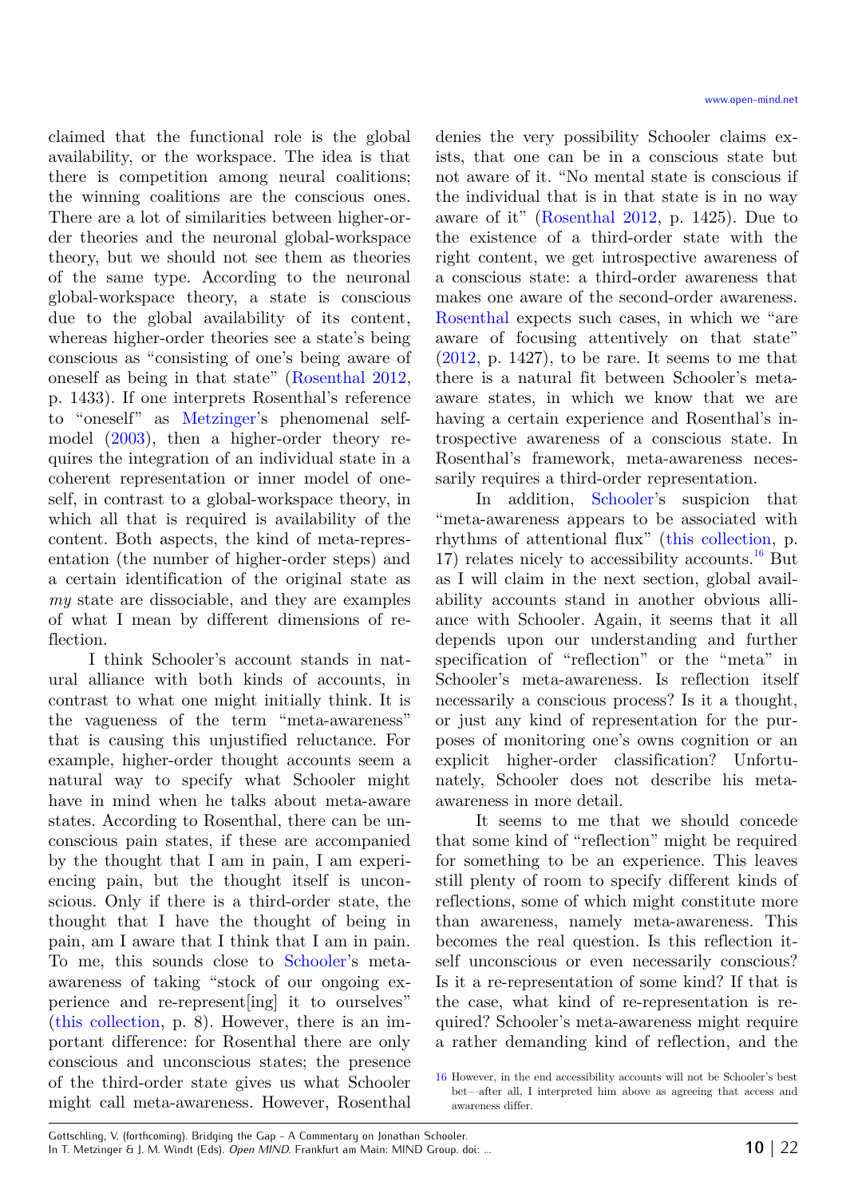claimed that the functional role is the global availability, or the workspace. The idea is that there is competition among neural coalitions; the winning coalitions are the conscious ones. There are a lot of similarities between higher-order theories and the neuronal global-workspace theory, but we should not see them as theories of the same type. According to the neuronal global-workspace theory, a state is conscious due to the global availability of its content, whereas higher-order theories see a state's being conscious as "consisting of one's being aware of oneself as being in that state" (Rosenthal 2012, p. 1433). If one interprets Rosenthal's reference to "oneself" as Metzinger's phenomenal self-model (2003), then a higher-order theory requires the integration of an individual state in a coherent representation or inner model of oneself, in contrast to a global-workspace theory, in which all that is required is availability of the content. Both aspects, the kind of meta-representation (the number of higher-order steps) and a certain identification of the original state as *my* state are dissociable, and they are examples of what I mean by different dimensions of reflection.

I think Schooler's account stands in natural alliance with both kinds of accounts, in contrast to what one might initially think. It is the vagueness of the term "meta-awareness" that is causing this unjustified reluctance. For example, higher-order thought accounts seem a natural way to specify what Schooler might have in mind when he talks about meta-aware states. According to Rosenthal, there can be unconscious pain states, if these are accompanied by the thought that I am in pain, I am experiencing pain, but the thought itself is unconscious. Only if there is a third-order state, the thought that I have the thought of being in pain, am I aware that I think that I am in pain. To me, this sounds close to Schooler's meta-awareness of taking "stock of our ongoing experience and re-represent[ing] it to ourselves" (this collection, p. 8). However, there is an important difference: for Rosenthal there are only conscious and unconscious states; the presence of the third-order state gives us what Schooler might call meta-awareness. However, Rosenthal denies the very possibility Schooler claims exists, that one can be in a conscious state but not aware of it. "No mental state is conscious if the individual that is in that state is in no way aware of it" (Rosenthal 2012, p. 1425). Due to the existence of a third-order state with the right content, we get introspective awareness of a conscious state: a third-order awareness that makes one aware of the second-order awareness. Rosenthal expects such cases, in which we "are aware of focusing attentively on that state" (2012, p. 1427), to be rare. It seems to me that there is a natural fit between Schooler's meta-aware states, in which we know that we are having a certain experience and Rosenthal's introspective awareness of a conscious state. In Rosenthal's framework, meta-awareness necessarily requires a third-order representation.

In addition, Schooler's suspicion that "meta-awareness appears to be associated with rhythms of attentional flux" (this collection, p. 17) relates nicely to accessibility accounts.[16] But as I will claim in the next section, global availability accounts stand in another obvious alliance with Schooler. Again, it seems that it all depends upon our understanding and further specification of "reflection" or the "meta" in Schooler's meta-awareness. Is reflection itself necessarily a conscious process? Is it a thought, or just any kind of representation for the purposes of monitoring one's owns cognition or an explicit higher-order classification? Unfortunately, Schooler does not describe his meta-awareness in more detail.

It seems to me that we should concede that some kind of "reflection" might be required for something to be an experience. This leaves still plenty of room to specify different kinds of reflections, some of which might constitute more than awareness, namely meta-awareness. This becomes the real question. Is this reflection itself unconscious or even necessarily conscious? Is it a re-representation of some kind? If that is the case, what kind of re-representation is required? Schooler's meta-awareness might require a rather demanding kind of reflection, and the

[16] However, in the end accessibility accounts will not be Schooler's best bet—after all, I interpreted him above as agreeing that access and awareness differ.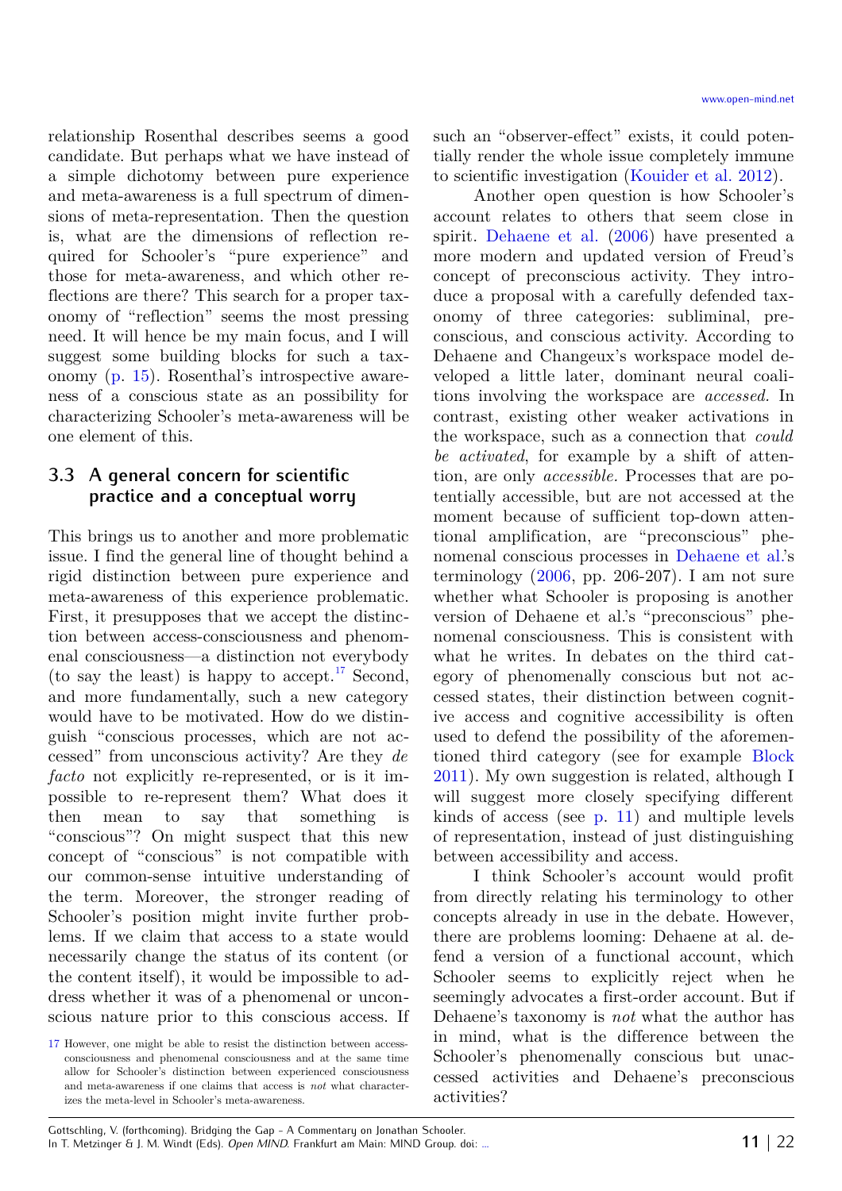relationship Rosenthal describes seems a good candidate. But perhaps what we have instead of a simple dichotomy between pure experience and meta-awareness is a full spectrum of dimensions of meta-representation. Then the question is, what are the dimensions of reflection required for Schooler's "pure experience" and those for meta-awareness, and which other reflections are there? This search for a proper taxonomy of "reflection" seems the most pressing need. It will hence be my main focus, and I will suggest some building blocks for such a taxonomy (p. 15). Rosenthal's introspective awareness of a conscious state as an possibility for characterizing Schooler's meta-awareness will be one element of this.

### 3.3 A general concern for scientific practice and a conceptual worry

This brings us to another and more problematic issue. I find the general line of thought behind a rigid distinction between pure experience and meta-awareness of this experience problematic. First, it presupposes that we accept the distinction between access-consciousness and phenomenal consciousness—a distinction not everybody (to say the least) is happy to accept.[17] Second, and more fundamentally, such a new category would have to be motivated. How do we distinguish "conscious processes, which are not accessed" from unconscious activity? Are they *de facto* not explicitly re-represented, or is it impossible to re-represent them? What does it then mean to say that something is "conscious"? On might suspect that this new concept of "conscious" is not compatible with our common-sense intuitive understanding of the term. Moreover, the stronger reading of Schooler's position might invite further problems. If we claim that access to a state would necessarily change the status of its content (or the content itself), it would be impossible to address whether it was of a phenomenal or unconscious nature prior to this conscious access. If such an "observer-effect" exists, it could potentially render the whole issue completely immune to scientific investigation (Kouider et al. 2012).

Another open question is how Schooler's account relates to others that seem close in spirit. Dehaene et al. (2006) have presented a more modern and updated version of Freud's concept of preconscious activity. They introduce a proposal with a carefully defended taxonomy of three categories: subliminal, preconscious, and conscious activity. According to Dehaene and Changeux's workspace model developed a little later, dominant neural coalitions involving the workspace are *accessed.* In contrast, existing other weaker activations in the workspace, such as a connection that *could be activated*, for example by a shift of attention, are only *accessible.* Processes that are potentially accessible, but are not accessed at the moment because of sufficient top-down attentional amplification, are "preconscious" phenomenal conscious processes in Dehaene et al.'s terminology (2006, pp. 206-207). I am not sure whether what Schooler is proposing is another version of Dehaene et al.'s "preconscious" phenomenal consciousness. This is consistent with what he writes. In debates on the third category of phenomenally conscious but not accessed states, their distinction between cognitive access and cognitive accessibility is often used to defend the possibility of the aforementioned third category (see for example Block 2011). My own suggestion is related, although I will suggest more closely specifying different kinds of access (see p. 11) and multiple levels of representation, instead of just distinguishing between accessibility and access.

I think Schooler's account would profit from directly relating his terminology to other concepts already in use in the debate. However, there are problems looming: Dehaene at al. defend a version of a functional account, which Schooler seems to explicitly reject when he seemingly advocates a first-order account. But if Dehaene's taxonomy is *not* what the author has in mind, what is the difference between the Schooler's phenomenally conscious but unaccessed activities and Dehaene's preconscious activities?

[17] However, one might be able to resist the distinction between access-consciousness and phenomenal consciousness and at the same time allow for Schooler's distinction between experienced consciousness and meta-awareness if one claims that access is *not* what characterizes the meta-level in Schooler's meta-awareness.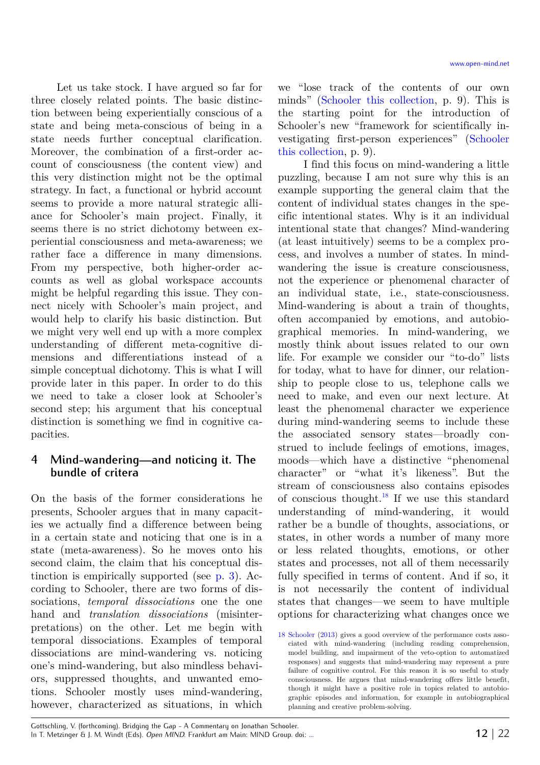Let us take stock. I have argued so far for three closely related points. The basic distinction between being experientially conscious of a state and being meta-conscious of being in a state needs further conceptual clarification. Moreover, the combination of a first-order account of consciousness (the content view) and this very distinction might not be the optimal strategy. In fact, a functional or hybrid account seems to provide a more natural strategic alliance for Schooler's main project. Finally, it seems there is no strict dichotomy between experiential consciousness and meta-awareness; we rather face a difference in many dimensions. From my perspective, both higher-order accounts as well as global workspace accounts might be helpful regarding this issue. They connect nicely with Schooler's main project, and would help to clarify his basic distinction. But we might very well end up with a more complex understanding of different meta-cognitive dimensions and differentiations instead of a simple conceptual dichotomy. This is what I will provide later in this paper. In order to do this we need to take a closer look at Schooler's second step; his argument that his conceptual distinction is something we find in cognitive capacities.

## 4 Mind-wandering—and noticing it. The bundle of critera

On the basis of the former considerations he presents, Schooler argues that in many capacities we actually find a difference between being in a certain state and noticing that one is in a state (meta-awareness). So he moves onto his second claim, the claim that his conceptual distinction is empirically supported (see p. 3). According to Schooler, there are two forms of dissociations, *temporal dissociations* one the one hand and *translation dissociations* (misinterpretations) on the other. Let me begin with temporal dissociations. Examples of temporal dissociations are mind-wandering vs. noticing one's mind-wandering, but also mindless behaviors, suppressed thoughts, and unwanted emotions. Schooler mostly uses mind-wandering, however, characterized as situations, in which we "lose track of the contents of our own minds" (Schooler this collection, p. 9). This is the starting point for the introduction of Schooler's new "framework for scientifically investigating first-person experiences" (Schooler this collection, p. 9).

I find this focus on mind-wandering a little puzzling, because I am not sure why this is an example supporting the general claim that the content of individual states changes in the specific intentional states. Why is it an individual intentional state that changes? Mind-wandering (at least intuitively) seems to be a complex process, and involves a number of states. In mind-wandering the issue is creature consciousness, not the experience or phenomenal character of an individual state, i.e., state-consciousness. Mind-wandering is about a train of thoughts, often accompanied by emotions, and autobiographical memories. In mind-wandering, we mostly think about issues related to our own life. For example we consider our "to-do" lists for today, what to have for dinner, our relationship to people close to us, telephone calls we need to make, and even our next lecture. At least the phenomenal character we experience during mind-wandering seems to include these the associated sensory states—broadly construed to include feelings of emotions, images, moods—which have a distinctive "phenomenal character" or "what it's likeness". But the stream of consciousness also contains episodes of conscious thought.[18] If we use this standard understanding of mind-wandering, it would rather be a bundle of thoughts, associations, or states, in other words a number of many more or less related thoughts, emotions, or other states and processes, not all of them necessarily fully specified in terms of content. And if so, it is not necessarily the content of individual states that changes—we seem to have multiple options for characterizing what changes once we

[18] Schooler (2013) gives a good overview of the performance costs associated with mind-wandering (including reading comprehension, model building, and impairment of the veto-option to automatized responses) and suggests that mind-wandering may represent a pure failure of cognitive control. For this reason it is so useful to study consciousness. He argues that mind-wandering offers little benefit, though it might have a positive role in topics related to autobiographic episodes and information, for example in autobiographical planning and creative problem-solving.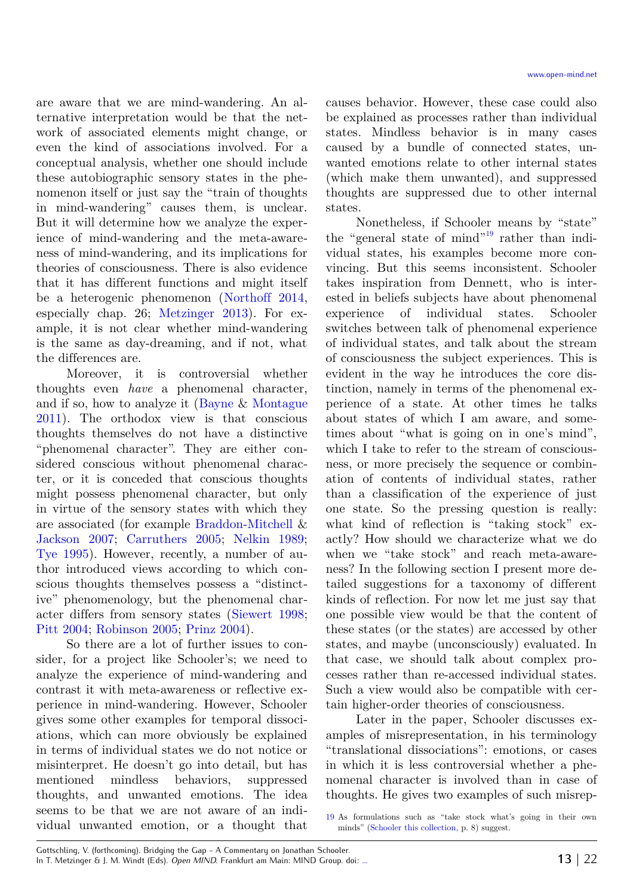are aware that we are mind-wandering. An alternative interpretation would be that the network of associated elements might change, or even the kind of associations involved. For a conceptual analysis, whether one should include these autobiographic sensory states in the phenomenon itself or just say the "train of thoughts in mind-wandering" causes them, is unclear. But it will determine how we analyze the experience of mind-wandering and the meta-awareness of mind-wandering, and its implications for theories of consciousness. There is also evidence that it has different functions and might itself be a heterogenic phenomenon (Northoff 2014, especially chap. 26; Metzinger 2013). For example, it is not clear whether mind-wandering is the same as day-dreaming, and if not, what the differences are.

Moreover, it is controversial whether thoughts even *have* a phenomenal character, and if so, how to analyze it (Bayne & Montague 2011). The orthodox view is that conscious thoughts themselves do not have a distinctive "phenomenal character". They are either considered conscious without phenomenal character, or it is conceded that conscious thoughts might possess phenomenal character, but only in virtue of the sensory states with which they are associated (for example Braddon-Mitchell & Jackson 2007; Carruthers 2005; Nelkin 1989; Tye 1995). However, recently, a number of author introduced views according to which conscious thoughts themselves possess a "distinctive" phenomenology, but the phenomenal character differs from sensory states (Siewert 1998; Pitt 2004; Robinson 2005; Prinz 2004).

So there are a lot of further issues to consider, for a project like Schooler's; we need to analyze the experience of mind-wandering and contrast it with meta-awareness or reflective experience in mind-wandering. However, Schooler gives some other examples for temporal dissociations, which can more obviously be explained in terms of individual states we do not notice or misinterpret. He doesn't go into detail, but has mentioned mindless behaviors, suppressed thoughts, and unwanted emotions. The idea seems to be that we are not aware of an individual unwanted emotion, or a thought that causes behavior. However, these case could also be explained as processes rather than individual states. Mindless behavior is in many cases caused by a bundle of connected states, unwanted emotions relate to other internal states (which make them unwanted), and suppressed thoughts are suppressed due to other internal states.

Nonetheless, if Schooler means by "state" the "general state of mind"[19] rather than individual states, his examples become more convincing. But this seems inconsistent. Schooler takes inspiration from Dennett, who is interested in beliefs subjects have about phenomenal experience of individual states. Schooler switches between talk of phenomenal experience of individual states, and talk about the stream of consciousness the subject experiences. This is evident in the way he introduces the core distinction, namely in terms of the phenomenal experience of a state. At other times he talks about states of which I am aware, and sometimes about "what is going on in one's mind", which I take to refer to the stream of consciousness, or more precisely the sequence or combination of contents of individual states, rather than a classification of the experience of just one state. So the pressing question is really: what kind of reflection is "taking stock" exactly? How should we characterize what we do when we "take stock" and reach meta-awareness? In the following section I present more detailed suggestions for a taxonomy of different kinds of reflection. For now let me just say that one possible view would be that the content of these states (or the states) are accessed by other states, and maybe (unconsciously) evaluated. In that case, we should talk about complex processes rather than re-accessed individual states. Such a view would also be compatible with certain higher-order theories of consciousness.

Later in the paper, Schooler discusses examples of misrepresentation, in his terminology "translational dissociations": emotions, or cases in which it is less controversial whether a phenomenal character is involved than in case of thoughts. He gives two examples of such misrep-

19 As formulations such as "take stock what's going on in their own minds" (Schooler this collection, p. 8) suggest.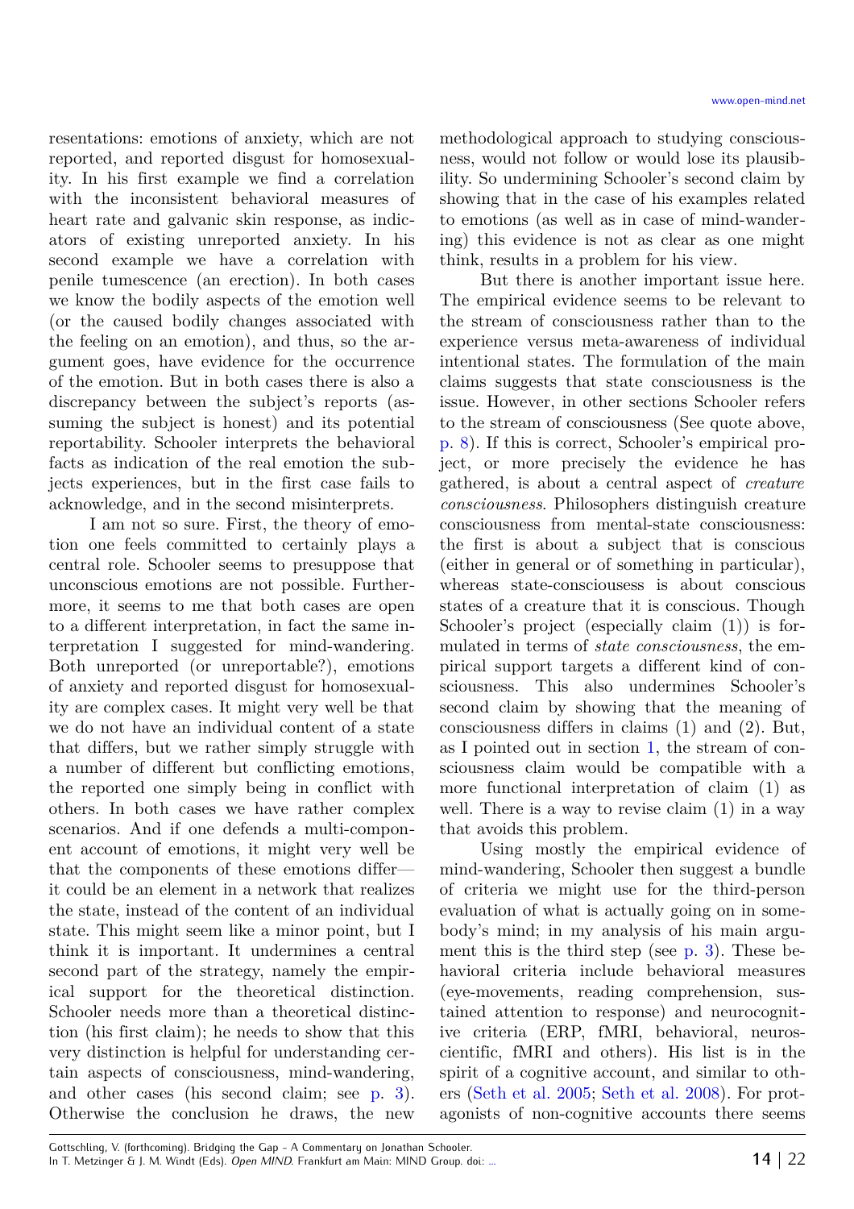resentations: emotions of anxiety, which are not reported, and reported disgust for homosexuality. In his first example we find a correlation with the inconsistent behavioral measures of heart rate and galvanic skin response, as indicators of existing unreported anxiety. In his second example we have a correlation with penile tumescence (an erection). In both cases we know the bodily aspects of the emotion well (or the caused bodily changes associated with the feeling on an emotion), and thus, so the argument goes, have evidence for the occurrence of the emotion. But in both cases there is also a discrepancy between the subject's reports (assuming the subject is honest) and its potential reportability. Schooler interprets the behavioral facts as indication of the real emotion the subjects experiences, but in the first case fails to acknowledge, and in the second misinterprets.

I am not so sure. First, the theory of emotion one feels committed to certainly plays a central role. Schooler seems to presuppose that unconscious emotions are not possible. Furthermore, it seems to me that both cases are open to a different interpretation, in fact the same interpretation I suggested for mind-wandering. Both unreported (or unreportable?), emotions of anxiety and reported disgust for homosexuality are complex cases. It might very well be that we do not have an individual content of a state that differs, but we rather simply struggle with a number of different but conflicting emotions, the reported one simply being in conflict with others. In both cases we have rather complex scenarios. And if one defends a multi-component account of emotions, it might very well be that the components of these emotions differ—it could be an element in a network that realizes the state, instead of the content of an individual state. This might seem like a minor point, but I think it is important. It undermines a central second part of the strategy, namely the empirical support for the theoretical distinction. Schooler needs more than a theoretical distinction (his first claim); he needs to show that this very distinction is helpful for understanding certain aspects of consciousness, mind-wandering, and other cases (his second claim; see p. 3). Otherwise the conclusion he draws, the new methodological approach to studying consciousness, would not follow or would lose its plausibility. So undermining Schooler's second claim by showing that in the case of his examples related to emotions (as well as in case of mind-wandering) this evidence is not as clear as one might think, results in a problem for his view.

But there is another important issue here. The empirical evidence seems to be relevant to the stream of consciousness rather than to the experience versus meta-awareness of individual intentional states. The formulation of the main claims suggests that state consciousness is the issue. However, in other sections Schooler refers to the stream of consciousness (See quote above, p. 8). If this is correct, Schooler's empirical project, or more precisely the evidence he has gathered, is about a central aspect of *creature consciousness*. Philosophers distinguish creature consciousness from mental-state consciousness: the first is about a subject that is conscious (either in general or of something in particular), whereas state-consciousess is about conscious states of a creature that it is conscious. Though Schooler's project (especially claim (1)) is formulated in terms of *state consciousness*, the empirical support targets a different kind of consciousness. This also undermines Schooler's second claim by showing that the meaning of consciousness differs in claims (1) and (2). But, as I pointed out in section 1, the stream of consciousness claim would be compatible with a more functional interpretation of claim (1) as well. There is a way to revise claim (1) in a way that avoids this problem.

Using mostly the empirical evidence of mind-wandering, Schooler then suggest a bundle of criteria we might use for the third-person evaluation of what is actually going on in somebody's mind; in my analysis of his main argument this is the third step (see p. 3). These behavioral criteria include behavioral measures (eye-movements, reading comprehension, sustained attention to response) and neurocognitive criteria (ERP, fMRI, behavioral, neuroscientific, fMRI and others). His list is in the spirit of a cognitive account, and similar to others (Seth et al. 2005; Seth et al. 2008). For protagonists of non-cognitive accounts there seems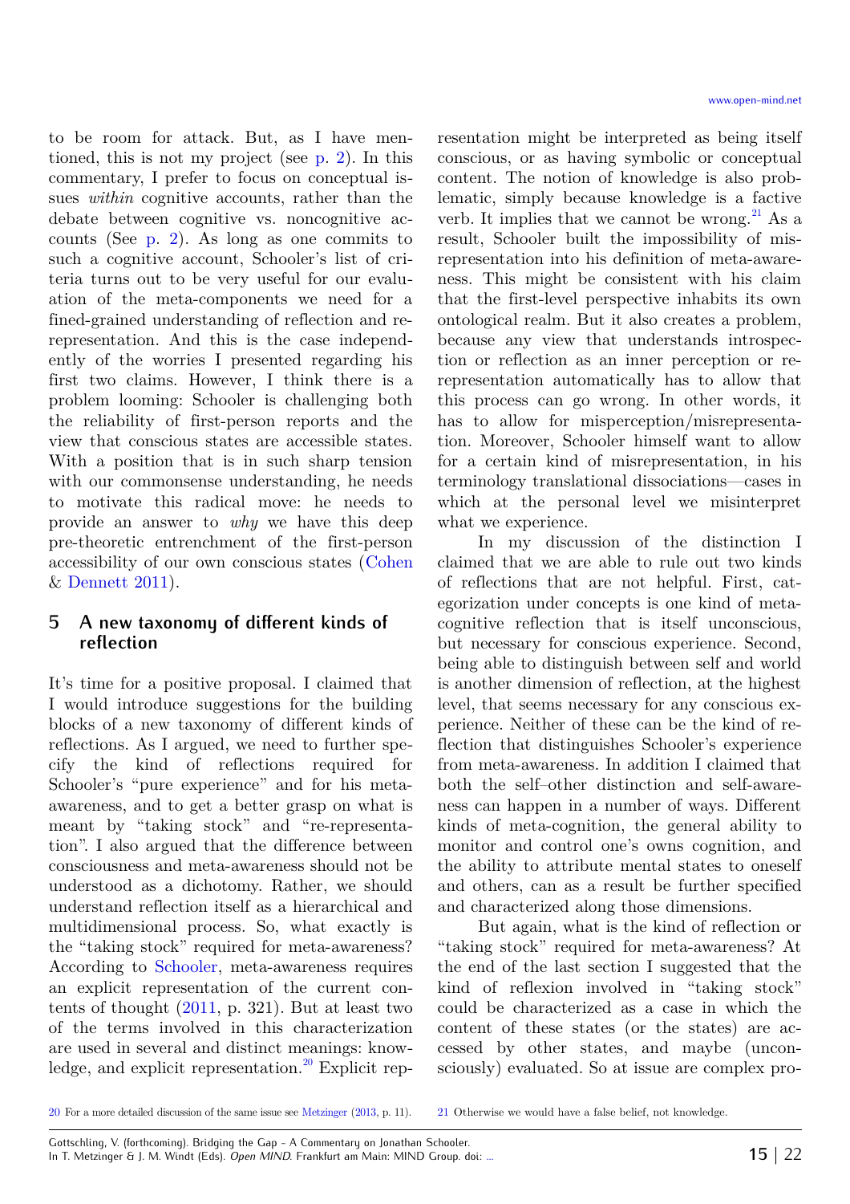to be room for attack. But, as I have mentioned, this is not my project (see p. 2). In this commentary, I prefer to focus on conceptual issues *within* cognitive accounts, rather than the debate between cognitive vs. noncognitive accounts (See p. 2). As long as one commits to such a cognitive account, Schooler's list of criteria turns out to be very useful for our evaluation of the meta-components we need for a fined-grained understanding of reflection and re-representation. And this is the case independently of the worries I presented regarding his first two claims. However, I think there is a problem looming: Schooler is challenging both the reliability of first-person reports and the view that conscious states are accessible states. With a position that is in such sharp tension with our commonsense understanding, he needs to motivate this radical move: he needs to provide an answer to *why* we have this deep pre-theoretic entrenchment of the first-person accessibility of our own conscious states (Cohen & Dennett 2011).

## 5 A new taxonomy of different kinds of reflection

It's time for a positive proposal. I claimed that I would introduce suggestions for the building blocks of a new taxonomy of different kinds of reflections. As I argued, we need to further specify the kind of reflections required for Schooler's "pure experience" and for his meta-awareness, and to get a better grasp on what is meant by "taking stock" and "re-representation". I also argued that the difference between consciousness and meta-awareness should not be understood as a dichotomy. Rather, we should understand reflection itself as a hierarchical and multidimensional process. So, what exactly is the "taking stock" required for meta-awareness? According to Schooler, meta-awareness requires an explicit representation of the current contents of thought (2011, p. 321). But at least two of the terms involved in this characterization are used in several and distinct meanings: knowledge, and explicit representation.[20] Explicit representation might be interpreted as being itself conscious, or as having symbolic or conceptual content. The notion of knowledge is also problematic, simply because knowledge is a factive verb. It implies that we cannot be wrong.[21] As a result, Schooler built the impossibility of misrepresentation into his definition of meta-awareness. This might be consistent with his claim that the first-level perspective inhabits its own ontological realm. But it also creates a problem, because any view that understands introspection or reflection as an inner perception or re-representation automatically has to allow that this process can go wrong. In other words, it has to allow for misperception/misrepresentation. Moreover, Schooler himself want to allow for a certain kind of misrepresentation, in his terminology translational dissociations—cases in which at the personal level we misinterpret what we experience.

In my discussion of the distinction I claimed that we are able to rule out two kinds of reflections that are not helpful. First, categorization under concepts is one kind of metacognitive reflection that is itself unconscious, but necessary for conscious experience. Second, being able to distinguish between self and world is another dimension of reflection, at the highest level, that seems necessary for any conscious experience. Neither of these can be the kind of reflection that distinguishes Schooler's experience from meta-awareness. In addition I claimed that both the self–other distinction and self-awareness can happen in a number of ways. Different kinds of meta-cognition, the general ability to monitor and control one's owns cognition, and the ability to attribute mental states to oneself and others, can as a result be further specified and characterized along those dimensions.

But again, what is the kind of reflection or "taking stock" required for meta-awareness? At the end of the last section I suggested that the kind of reflexion involved in "taking stock" could be characterized as a case in which the content of these states (or the states) are accessed by other states, and maybe (unconsciously) evaluated. So at issue are complex pro-

[20] For a more detailed discussion of the same issue see Metzinger (2013, p. 11).

[21] Otherwise we would have a false belief, not knowledge.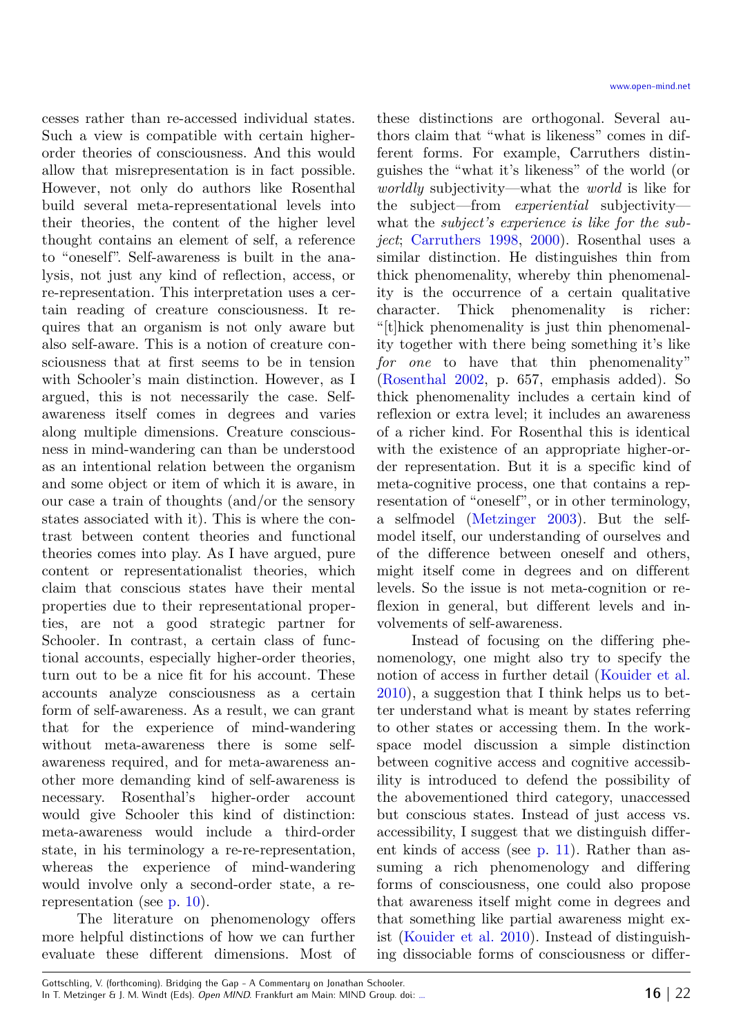cesses rather than re-accessed individual states. Such a view is compatible with certain higher-order theories of consciousness. And this would allow that misrepresentation is in fact possible. However, not only do authors like Rosenthal build several meta-representational levels into their theories, the content of the higher level thought contains an element of self, a reference to "oneself". Self-awareness is built in the analysis, not just any kind of reflection, access, or re-representation. This interpretation uses a certain reading of creature consciousness. It requires that an organism is not only aware but also self-aware. This is a notion of creature consciousness that at first seems to be in tension with Schooler's main distinction. However, as I argued, this is not necessarily the case. Self-awareness itself comes in degrees and varies along multiple dimensions. Creature consciousness in mind-wandering can than be understood as an intentional relation between the organism and some object or item of which it is aware, in our case a train of thoughts (and/or the sensory states associated with it). This is where the contrast between content theories and functional theories comes into play. As I have argued, pure content or representationalist theories, which claim that conscious states have their mental properties due to their representational properties, are not a good strategic partner for Schooler. In contrast, a certain class of functional accounts, especially higher-order theories, turn out to be a nice fit for his account. These accounts analyze consciousness as a certain form of self-awareness. As a result, we can grant that for the experience of mind-wandering without meta-awareness there is some self-awareness required, and for meta-awareness another more demanding kind of self-awareness is necessary. Rosenthal's higher-order account would give Schooler this kind of distinction: meta-awareness would include a third-order state, in his terminology a re-re-representation, whereas the experience of mind-wandering would involve only a second-order state, a re-representation (see p. 10).

The literature on phenomenology offers more helpful distinctions of how we can further evaluate these different dimensions. Most of these distinctions are orthogonal. Several authors claim that "what is likeness" comes in different forms. For example, Carruthers distinguishes the "what it's likeness" of the world (or *worldly* subjectivity—what the *world* is like for the subject—from *experiential* subjectivity—what the *subject's experience is like for the subject*; Carruthers 1998, 2000). Rosenthal uses a similar distinction. He distinguishes thin from thick phenomenality, whereby thin phenomenality is the occurrence of a certain qualitative character. Thick phenomenality is richer: "[t]hick phenomenality is just thin phenomenality together with there being something it's like *for one* to have that thin phenomenality" (Rosenthal 2002, p. 657, emphasis added). So thick phenomenality includes a certain kind of reflexion or extra level; it includes an awareness of a richer kind. For Rosenthal this is identical with the existence of an appropriate higher-order representation. But it is a specific kind of meta-cognitive process, one that contains a representation of "oneself", or in other terminology, a selfmodel (Metzinger 2003). But the self-model itself, our understanding of ourselves and of the difference between oneself and others, might itself come in degrees and on different levels. So the issue is not meta-cognition or reflexion in general, but different levels and involvements of self-awareness.

Instead of focusing on the differing phenomenology, one might also try to specify the notion of access in further detail (Kouider et al. 2010), a suggestion that I think helps us to better understand what is meant by states referring to other states or accessing them. In the workspace model discussion a simple distinction between cognitive access and cognitive accessibility is introduced to defend the possibility of the abovementioned third category, unaccessed but conscious states. Instead of just access vs. accessibility, I suggest that we distinguish different kinds of access (see p. 11). Rather than assuming a rich phenomenology and differing forms of consciousness, one could also propose that awareness itself might come in degrees and that something like partial awareness might exist (Kouider et al. 2010). Instead of distinguishing dissociable forms of consciousness or differ-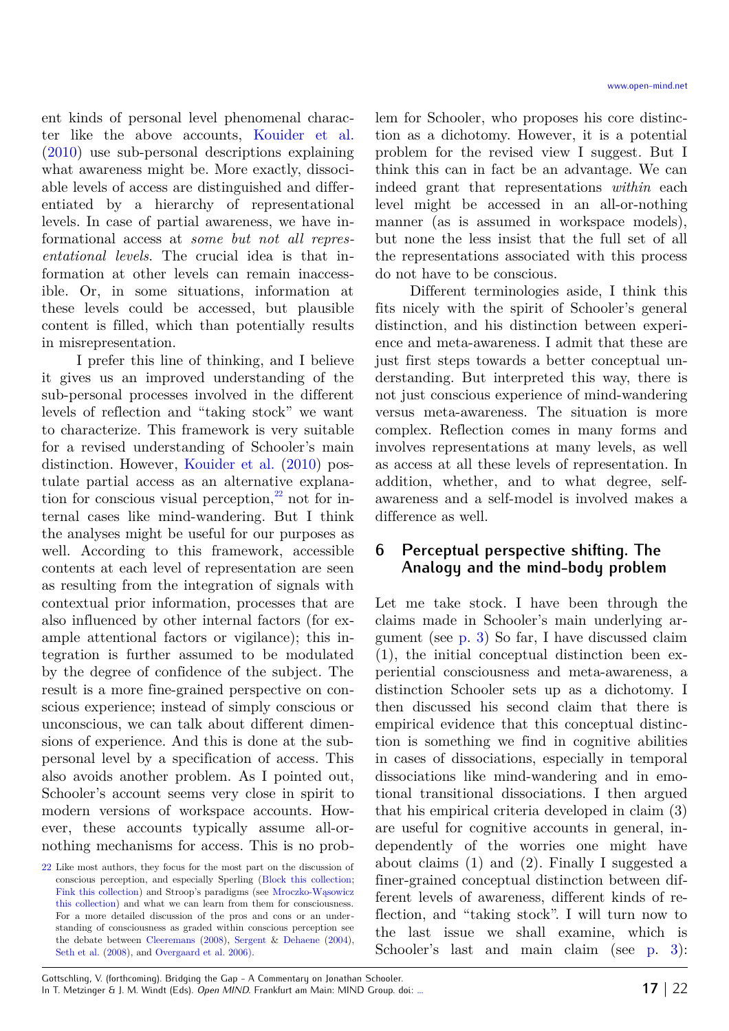ent kinds of personal level phenomenal character like the above accounts, Kouider et al. (2010) use sub-personal descriptions explaining what awareness might be. More exactly, dissociable levels of access are distinguished and differentiated by a hierarchy of representational levels. In case of partial awareness, we have informational access at *some but not all representational levels*. The crucial idea is that information at other levels can remain inaccessible. Or, in some situations, information at these levels could be accessed, but plausible content is filled, which than potentially results in misrepresentation.

I prefer this line of thinking, and I believe it gives us an improved understanding of the sub-personal processes involved in the different levels of reflection and "taking stock" we want to characterize. This framework is very suitable for a revised understanding of Schooler's main distinction. However, Kouider et al. (2010) postulate partial access as an alternative explanation for conscious visual perception,[22] not for internal cases like mind-wandering. But I think the analyses might be useful for our purposes as well. According to this framework, accessible contents at each level of representation are seen as resulting from the integration of signals with contextual prior information, processes that are also influenced by other internal factors (for example attentional factors or vigilance); this integration is further assumed to be modulated by the degree of confidence of the subject. The result is a more fine-grained perspective on conscious experience; instead of simply conscious or unconscious, we can talk about different dimensions of experience. And this is done at the sub-personal level by a specification of access. This also avoids another problem. As I pointed out, Schooler's account seems very close in spirit to modern versions of workspace accounts. However, these accounts typically assume all-or-nothing mechanisms for access. This is no problem for Schooler, who proposes his core distinction as a dichotomy. However, it is a potential problem for the revised view I suggest. But I think this can in fact be an advantage. We can indeed grant that representations *within* each level might be accessed in an all-or-nothing manner (as is assumed in workspace models), but none the less insist that the full set of all the representations associated with this process do not have to be conscious.

Different terminologies aside, I think this fits nicely with the spirit of Schooler's general distinction, and his distinction between experience and meta-awareness. I admit that these are just first steps towards a better conceptual understanding. But interpreted this way, there is not just conscious experience of mind-wandering versus meta-awareness. The situation is more complex. Reflection comes in many forms and involves representations at many levels, as well as access at all these levels of representation. In addition, whether, and to what degree, self-awareness and a self-model is involved makes a difference as well.

## 6 Perceptual perspective shifting. The Analogy and the mind-body problem

Let me take stock. I have been through the claims made in Schooler's main underlying argument (see p. 3) So far, I have discussed claim (1), the initial conceptual distinction been experiential consciousness and meta-awareness, a distinction Schooler sets up as a dichotomy. I then discussed his second claim that there is empirical evidence that this conceptual distinction is something we find in cognitive abilities in cases of dissociations, especially in temporal dissociations like mind-wandering and in emotional transitional dissociations. I then argued that his empirical criteria developed in claim (3) are useful for cognitive accounts in general, independently of the worries one might have about claims (1) and (2). Finally I suggested a finer-grained conceptual distinction between different levels of awareness, different kinds of reflection, and "taking stock". I will turn now to the last issue we shall examine, which is Schooler's last and main claim (see p. 3):

[22] Like most authors, they focus for the most part on the discussion of conscious perception, and especially Sperling (Block this collection; Fink this collection) and Stroop's paradigms (see Mroczko-Wąsowicz this collection) and what we can learn from them for consciousness. For a more detailed discussion of the pros and cons or an understanding of consciousness as graded within conscious perception see the debate between Cleeremans (2008), Sergent & Dehaene (2004), Seth et al. (2008), and Overgaard et al. 2006).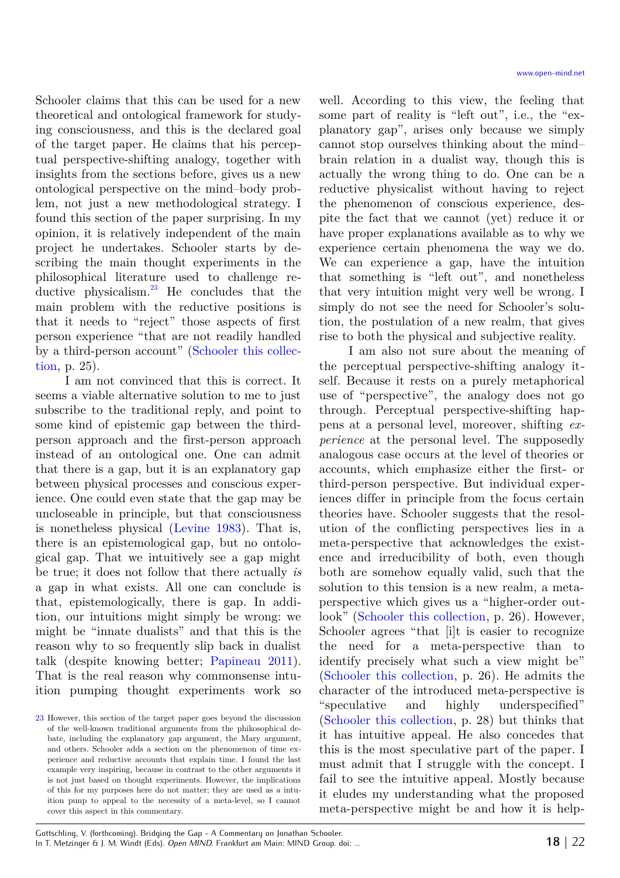Schooler claims that this can be used for a new theoretical and ontological framework for studying consciousness, and this is the declared goal of the target paper. He claims that his perceptual perspective-shifting analogy, together with insights from the sections before, gives us a new ontological perspective on the mind–body problem, not just a new methodological strategy. I found this section of the paper surprising. In my opinion, it is relatively independent of the main project he undertakes. Schooler starts by describing the main thought experiments in the philosophical literature used to challenge reductive physicalism.[23] He concludes that the main problem with the reductive positions is that it needs to "reject" those aspects of first person experience "that are not readily handled by a third-person account" (Schooler this collection, p. 25).

I am not convinced that this is correct. It seems a viable alternative solution to me to just subscribe to the traditional reply, and point to some kind of epistemic gap between the third-person approach and the first-person approach instead of an ontological one. One can admit that there is a gap, but it is an explanatory gap between physical processes and conscious experience. One could even state that the gap may be uncloseable in principle, but that consciousness is nonetheless physical (Levine 1983). That is, there is an epistemological gap, but no ontological gap. That we intuitively see a gap might be true; it does not follow that there actually *is* a gap in what exists. All one can conclude is that, epistemologically, there is gap. In addition, our intuitions might simply be wrong: we might be "innate dualists" and that this is the reason why to so frequently slip back in dualist talk (despite knowing better; Papineau 2011). That is the real reason why commonsense intuition pumping thought experiments work so well. According to this view, the feeling that some part of reality is "left out", i.e., the "explanatory gap", arises only because we simply cannot stop ourselves thinking about the mind–brain relation in a dualist way, though this is actually the wrong thing to do. One can be a reductive physicalist without having to reject the phenomenon of conscious experience, despite the fact that we cannot (yet) reduce it or have proper explanations available as to why we experience certain phenomena the way we do. We can experience a gap, have the intuition that something is "left out", and nonetheless that very intuition might very well be wrong. I simply do not see the need for Schooler's solution, the postulation of a new realm, that gives rise to both the physical and subjective reality.

I am also not sure about the meaning of the perceptual perspective-shifting analogy itself. Because it rests on a purely metaphorical use of "perspective", the analogy does not go through. Perceptual perspective-shifting happens at a personal level, moreover, shifting *experience* at the personal level. The supposedly analogous case occurs at the level of theories or accounts, which emphasize either the first- or third-person perspective. But individual experiences differ in principle from the focus certain theories have. Schooler suggests that the resolution of the conflicting perspectives lies in a meta-perspective that acknowledges the existence and irreducibility of both, even though both are somehow equally valid, such that the solution to this tension is a new realm, a meta-perspective which gives us a "higher-order outlook" (Schooler this collection, p. 26). However, Schooler agrees "that [i]t is easier to recognize the need for a meta-perspective than to identify precisely what such a view might be" (Schooler this collection, p. 26). He admits the character of the introduced meta-perspective is "speculative and highly underspecified" (Schooler this collection, p. 28) but thinks that it has intuitive appeal. He also concedes that this is the most speculative part of the paper. I must admit that I struggle with the concept. I fail to see the intuitive appeal. Mostly because it eludes my understanding what the proposed meta-perspective might be and how it is help-

[23] However, this section of the target paper goes beyond the discussion of the well-known traditional arguments from the phikosophical debate, including the explanatory gap argument, the Mary argument, and others. Schooler adds a section on the phenomenon of time experience and reductive accounts that explain time. I found the last example very inspiring, because in contrast to the other arguments it is not just based on thought experiments. However, the implications of this for my purposes here do not matter; they are used as a intuition punp to appeal to the necessity of a meta-level, so I cannot cover this aspect in this commentary.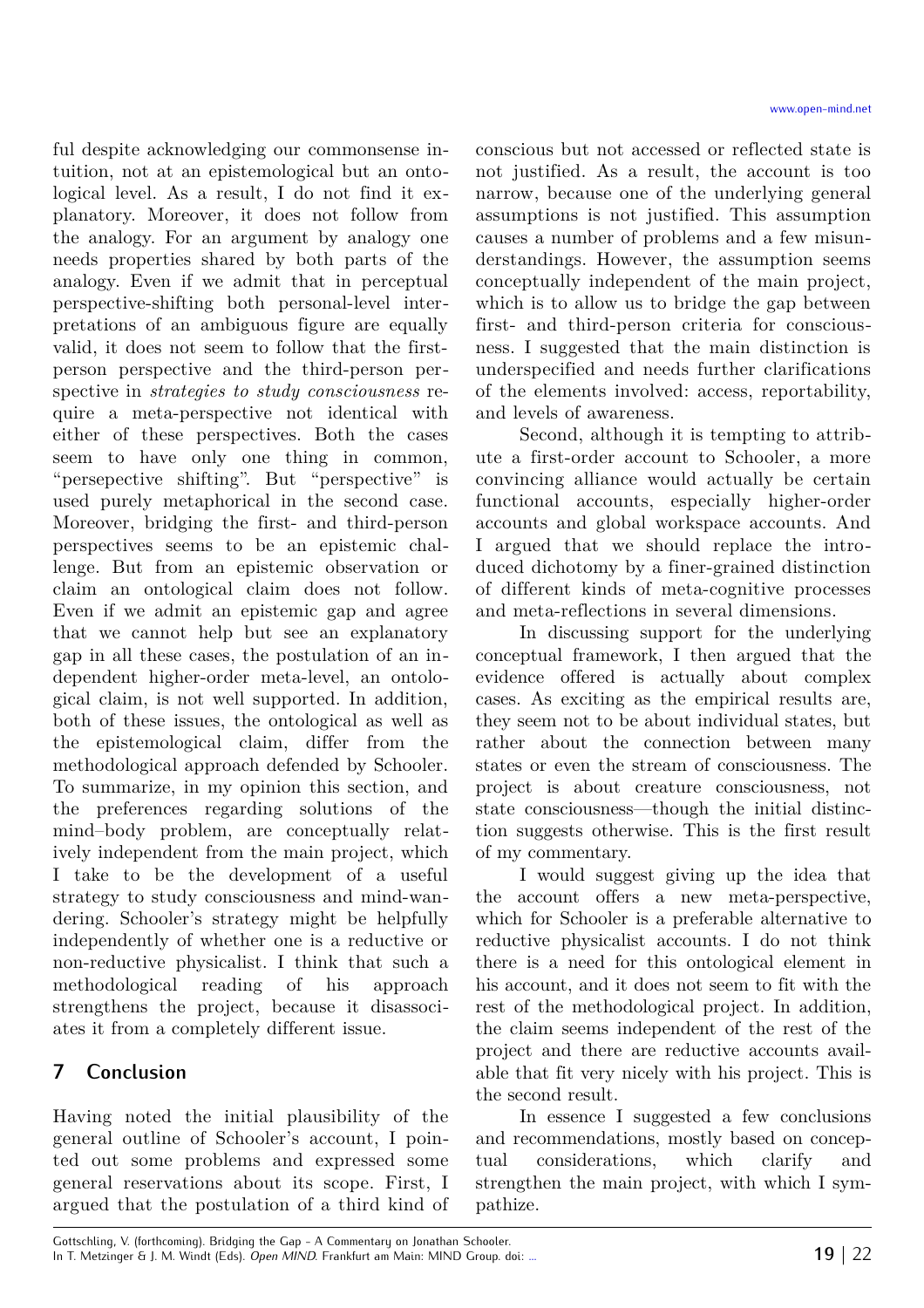ful despite acknowledging our commonsense intuition, not at an epistemological but an ontological level. As a result, I do not find it explanatory. Moreover, it does not follow from the analogy. For an argument by analogy one needs properties shared by both parts of the analogy. Even if we admit that in perceptual perspective-shifting both personal-level interpretations of an ambiguous figure are equally valid, it does not seem to follow that the first-person perspective and the third-person perspective in *strategies to study consciousness* require a meta-perspective not identical with either of these perspectives. Both the cases seem to have only one thing in common, "persepective shifting". But "perspective" is used purely metaphorical in the second case. Moreover, bridging the first- and third-person perspectives seems to be an epistemic challenge. But from an epistemic observation or claim an ontological claim does not follow. Even if we admit an epistemic gap and agree that we cannot help but see an explanatory gap in all these cases, the postulation of an independent higher-order meta-level, an ontological claim, is not well supported. In addition, both of these issues, the ontological as well as the epistemological claim, differ from the methodological approach defended by Schooler. To summarize, in my opinion this section, and the preferences regarding solutions of the mind–body problem, are conceptually relatively independent from the main project, which I take to be the development of a useful strategy to study consciousness and mind-wandering. Schooler's strategy might be helpfully independently of whether one is a reductive or non-reductive physicalist. I think that such a methodological reading of his approach strengthens the project, because it disassociates it from a completely different issue.

## 7 Conclusion

Having noted the initial plausibility of the general outline of Schooler's account, I pointed out some problems and expressed some general reservations about its scope. First, I argued that the postulation of a third kind of conscious but not accessed or reflected state is not justified. As a result, the account is too narrow, because one of the underlying general assumptions is not justified. This assumption causes a number of problems and a few misunderstandings. However, the assumption seems conceptually independent of the main project, which is to allow us to bridge the gap between first- and third-person criteria for consciousness. I suggested that the main distinction is underspecified and needs further clarifications of the elements involved: access, reportability, and levels of awareness.

Second, although it is tempting to attribute a first-order account to Schooler, a more convincing alliance would actually be certain functional accounts, especially higher-order accounts and global workspace accounts. And I argued that we should replace the introduced dichotomy by a finer-grained distinction of different kinds of meta-cognitive processes and meta-reflections in several dimensions.

In discussing support for the underlying conceptual framework, I then argued that the evidence offered is actually about complex cases. As exciting as the empirical results are, they seem not to be about individual states, but rather about the connection between many states or even the stream of consciousness. The project is about creature consciousness, not state consciousness—though the initial distinction suggests otherwise. This is the first result of my commentary.

I would suggest giving up the idea that the account offers a new meta-perspective, which for Schooler is a preferable alternative to reductive physicalist accounts. I do not think there is a need for this ontological element in his account, and it does not seem to fit with the rest of the methodological project. In addition, the claim seems independent of the rest of the project and there are reductive accounts available that fit very nicely with his project. This is the second result.

In essence I suggested a few conclusions and recommendations, mostly based on conceptual considerations, which clarify and strengthen the main project, with which I sympathize.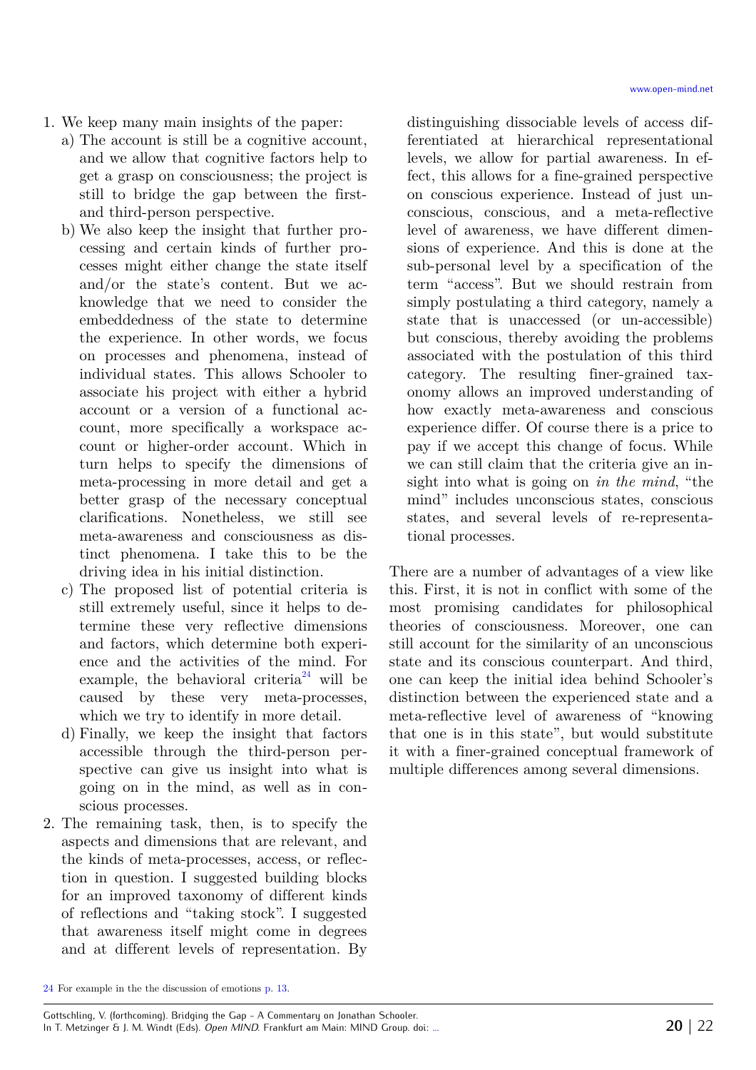1. We keep many main insights of the paper:
   a) The account is still be a cognitive account, and we allow that cognitive factors help to get a grasp on consciousness; the project is still to bridge the gap between the first- and third-person perspective.
   b) We also keep the insight that further processing and certain kinds of further processes might either change the state itself and/or the state's content. But we acknowledge that we need to consider the embeddedness of the state to determine the experience. In other words, we focus on processes and phenomena, instead of individual states. This allows Schooler to associate his project with either a hybrid account or a version of a functional account, more specifically a workspace account or higher-order account. Which in turn helps to specify the dimensions of meta-processing in more detail and get a better grasp of the necessary conceptual clarifications. Nonetheless, we still see meta-awareness and consciousness as distinct phenomena. I take this to be the driving idea in his initial distinction.
   c) The proposed list of potential criteria is still extremely useful, since it helps to determine these very reflective dimensions and factors, which determine both experience and the activities of the mind. For example, the behavioral criteria[24] will be caused by these very meta-processes, which we try to identify in more detail.
   d) Finally, we keep the insight that factors accessible through the third-person perspective can give us insight into what is going on in the mind, as well as in conscious processes.
2. The remaining task, then, is to specify the aspects and dimensions that are relevant, and the kinds of meta-processes, access, or reflection in question. I suggested building blocks for an improved taxonomy of different kinds of reflections and "taking stock". I suggested that awareness itself might come in degrees and at different levels of representation. By distinguishing dissociable levels of access differentiated at hierarchical representational levels, we allow for partial awareness. In effect, this allows for a fine-grained perspective on conscious experience. Instead of just unconscious, conscious, and a meta-reflective level of awareness, we have different dimensions of experience. And this is done at the sub-personal level by a specification of the term "access". But we should restrain from simply postulating a third category, namely a state that is unaccessed (or un-accessible) but conscious, thereby avoiding the problems associated with the postulation of this third category. The resulting finer-grained taxonomy allows an improved understanding of how exactly meta-awareness and conscious experience differ. Of course there is a price to pay if we accept this change of focus. While we can still claim that the criteria give an insight into what is going on *in the mind*, "the mind" includes unconscious states, conscious states, and several levels of re-representational processes.

There are a number of advantages of a view like this. First, it is not in conflict with some of the most promising candidates for philosophical theories of consciousness. Moreover, one can still account for the similarity of an unconscious state and its conscious counterpart. And third, one can keep the initial idea behind Schooler's distinction between the experienced state and a meta-reflective level of awareness of "knowing that one is in this state", but would substitute it with a finer-grained conceptual framework of multiple differences among several dimensions.

24 For example in the the discussion of emotions p. 13.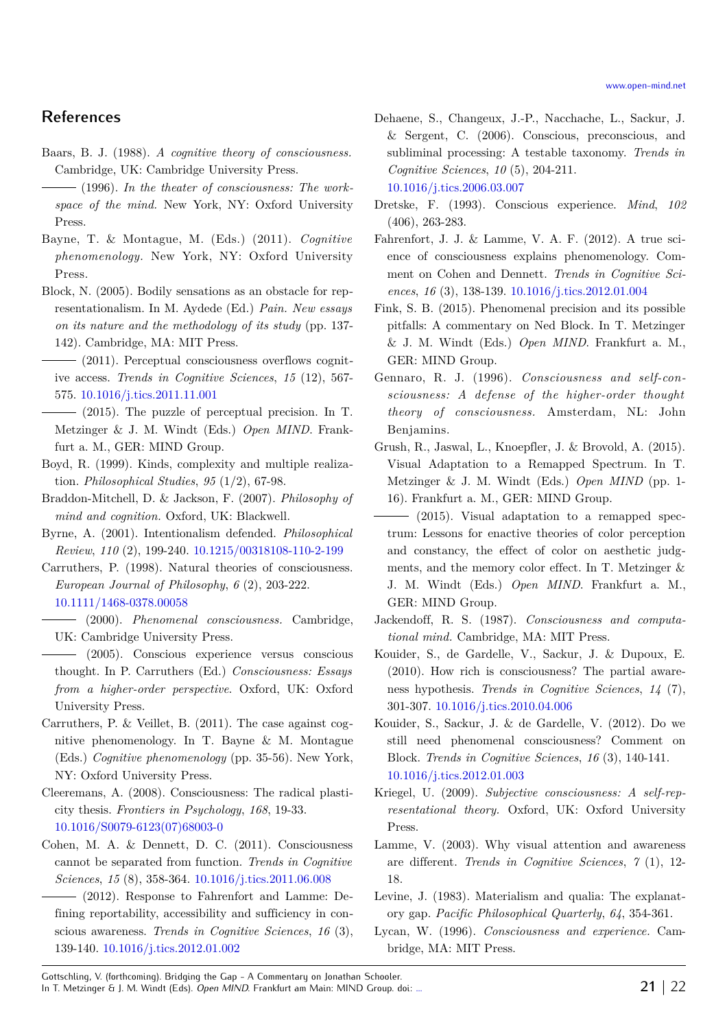## References

Baars, B. J. (1988). *A cognitive theory of consciousness.* Cambridge, UK: Cambridge University Press.

——— (1996). *In the theater of consciousness: The workspace of the mind.* New York, NY: Oxford University Press.

Bayne, T. & Montague, M. (Eds.) (2011). *Cognitive phenomenology.* New York, NY: Oxford University Press.

Block, N. (2005). Bodily sensations as an obstacle for representationalism. In M. Aydede (Ed.) *Pain. New essays on its nature and the methodology of its study* (pp. 137-142). Cambridge, MA: MIT Press.

——— (2011). Perceptual consciousness overflows cognitive access. *Trends in Cognitive Sciences*, *15* (12), 567-575. 10.1016/j.tics.2011.11.001

——— (2015). The puzzle of perceptual precision. In T. Metzinger & J. M. Windt (Eds.) *Open MIND*. Frankfurt a. M., GER: MIND Group.

Boyd, R. (1999). Kinds, complexity and multiple realization. *Philosophical Studies*, *95* (1/2), 67-98.

Braddon-Mitchell, D. & Jackson, F. (2007). *Philosophy of mind and cognition.* Oxford, UK: Blackwell.

Byrne, A. (2001). Intentionalism defended. *Philosophical Review*, *110* (2), 199-240. 10.1215/00318108-110-2-199

Carruthers, P. (1998). Natural theories of consciousness. *European Journal of Philosophy*, *6* (2), 203-222. 10.1111/1468-0378.00058

——— (2000). *Phenomenal consciousness.* Cambridge, UK: Cambridge University Press.

——— (2005). Conscious experience versus conscious thought. In P. Carruthers (Ed.) *Consciousness: Essays from a higher-order perspective*. Oxford, UK: Oxford University Press.

Carruthers, P. & Veillet, B. (2011). The case against cognitive phenomenology. In T. Bayne & M. Montague (Eds.) *Cognitive phenomenology* (pp. 35-56). New York, NY: Oxford University Press.

Cleeremans, A. (2008). Consciousness: The radical plasticity thesis. *Frontiers in Psychology*, *168*, 19-33. 10.1016/S0079-6123(07)68003-0

Cohen, M. A. & Dennett, D. C. (2011). Consciousness cannot be separated from function. *Trends in Cognitive Sciences*, *15* (8), 358-364. 10.1016/j.tics.2011.06.008

——— (2012). Response to Fahrenfort and Lamme: Defining reportability, accessibility and sufficiency in conscious awareness. *Trends in Cognitive Sciences*, *16* (3), 139-140. 10.1016/j.tics.2012.01.002

Dehaene, S., Changeux, J.-P., Nacchache, L., Sackur, J. & Sergent, C. (2006). Conscious, preconscious, and subliminal processing: A testable taxonomy. *Trends in Cognitive Sciences*, *10* (5), 204-211. 10.1016/j.tics.2006.03.007

Dretske, F. (1993). Conscious experience. *Mind*, *102* (406), 263-283.

Fahrenfort, J. J. & Lamme, V. A. F. (2012). A true science of consciousness explains phenomenology. Comment on Cohen and Dennett. *Trends in Cognitive Sciences*, *16* (3), 138-139. 10.1016/j.tics.2012.01.004

Fink, S. B. (2015). Phenomenal precision and its possible pitfalls: A commentary on Ned Block. In T. Metzinger & J. M. Windt (Eds.) *Open MIND*. Frankfurt a. M., GER: MIND Group.

Gennaro, R. J. (1996). *Consciousness and self-consciousness: A defense of the higher-order thought theory of consciousness.* Amsterdam, NL: John Benjamins.

Grush, R., Jaswal, L., Knoepfler, J. & Brovold, A. (2015). Visual Adaptation to a Remapped Spectrum. In T. Metzinger & J. M. Windt (Eds.) *Open MIND* (pp. 1-16). Frankfurt a. M., GER: MIND Group.

——— (2015). Visual adaptation to a remapped spectrum: Lessons for enactive theories of color perception and constancy, the effect of color on aesthetic judgments, and the memory color effect. In T. Metzinger & J. M. Windt (Eds.) *Open MIND*. Frankfurt a. M., GER: MIND Group.

Jackendoff, R. S. (1987). *Consciousness and computational mind.* Cambridge, MA: MIT Press.

Kouider, S., de Gardelle, V., Sackur, J. & Dupoux, E. (2010). How rich is consciousness? The partial awareness hypothesis. *Trends in Cognitive Sciences*, *14* (7), 301-307. 10.1016/j.tics.2010.04.006

Kouider, S., Sackur, J. & de Gardelle, V. (2012). Do we still need phenomenal consciousness? Comment on Block. *Trends in Cognitive Sciences*, *16* (3), 140-141. 10.1016/j.tics.2012.01.003

Kriegel, U. (2009). *Subjective consciousness: A self-representational theory.* Oxford, UK: Oxford University Press.

Lamme, V. (2003). Why visual attention and awareness are different. *Trends in Cognitive Sciences*, *7* (1), 12-18.

Levine, J. (1983). Materialism and qualia: The explanatory gap. *Pacific Philosophical Quarterly*, *64*, 354-361.

Lycan, W. (1996). *Consciousness and experience.* Cambridge, MA: MIT Press.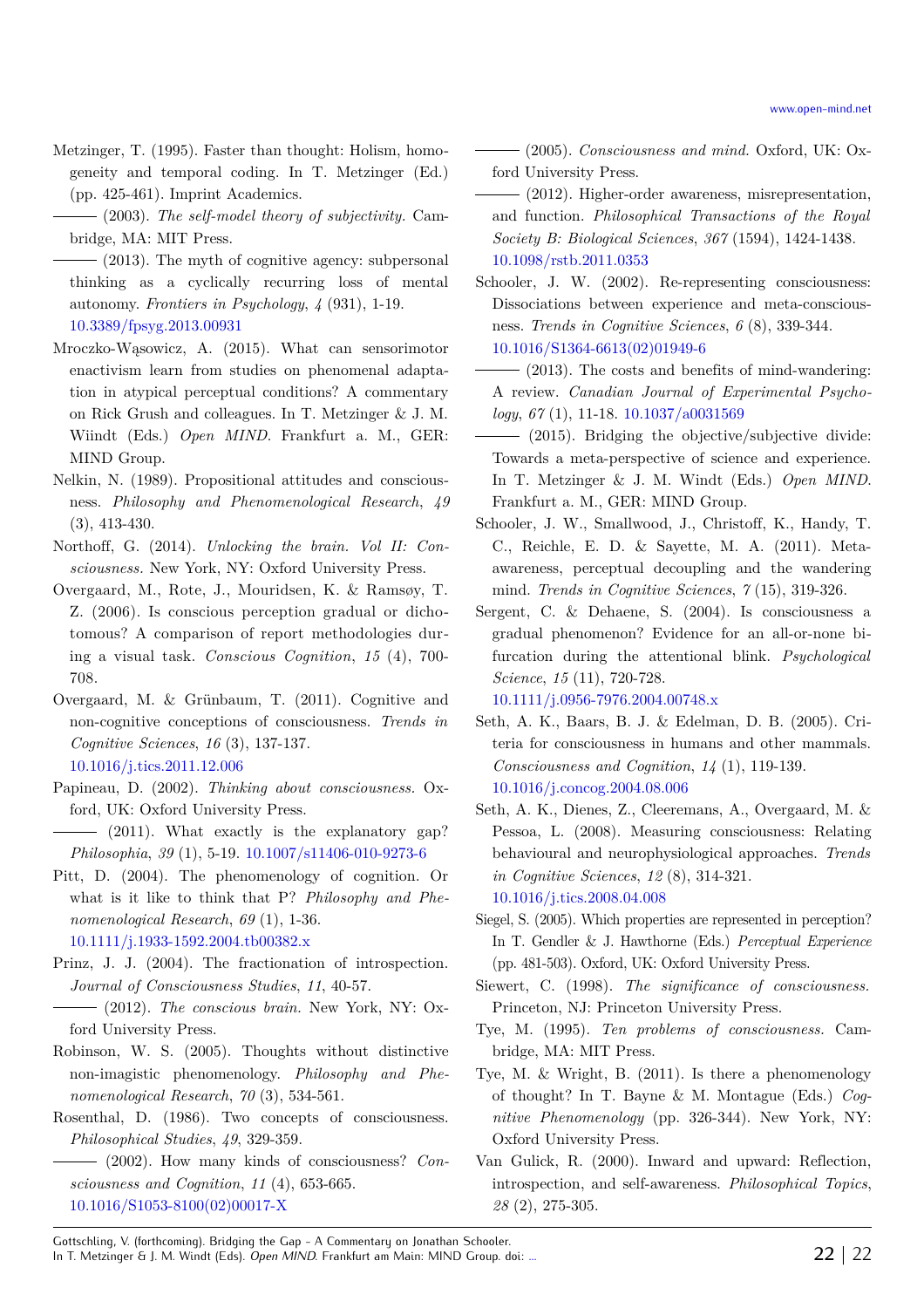Metzinger, T. (1995). Faster than thought: Holism, homogeneity and temporal coding. In T. Metzinger (Ed.) (pp. 425-461). Imprint Academics.

——— (2003). *The self-model theory of subjectivity.* Cambridge, MA: MIT Press.

——— (2013). The myth of cognitive agency: subpersonal thinking as a cyclically recurring loss of mental autonomy. *Frontiers in Psychology*, *4* (931), 1-19. 10.3389/fpsyg.2013.00931

Mroczko-Wąsowicz, A. (2015). What can sensorimotor enactivism learn from studies on phenomenal adaptation in atypical perceptual conditions? A commentary on Rick Grush and colleagues. In T. Metzinger & J. M. Wiindt (Eds.) *Open MIND*. Frankfurt a. M., GER: MIND Group.

Nelkin, N. (1989). Propositional attitudes and consciousness. *Philosophy and Phenomenological Research*, *49* (3), 413-430.

Northoff, G. (2014). *Unlocking the brain. Vol II: Consciousness.* New York, NY: Oxford University Press.

Overgaard, M., Rote, J., Mouridsen, K. & Ramsøy, T. Z. (2006). Is conscious perception gradual or dichotomous? A comparison of report methodologies during a visual task. *Conscious Cognition*, *15* (4), 700-708.

Overgaard, M. & Grünbaum, T. (2011). Cognitive and non-cognitive conceptions of consciousness. *Trends in Cognitive Sciences*, *16* (3), 137-137. 10.1016/j.tics.2011.12.006

Papineau, D. (2002). *Thinking about consciousness.* Oxford, UK: Oxford University Press.

——— (2011). What exactly is the explanatory gap? *Philosophia*, *39* (1), 5-19. 10.1007/s11406-010-9273-6

Pitt, D. (2004). The phenomenology of cognition. Or what is it like to think that P? *Philosophy and Phenomenological Research*, *69* (1), 1-36. 10.1111/j.1933-1592.2004.tb00382.x

Prinz, J. J. (2004). The fractionation of introspection. *Journal of Consciousness Studies*, *11*, 40-57.

——— (2012). *The conscious brain.* New York, NY: Oxford University Press.

Robinson, W. S. (2005). Thoughts without distinctive non-imagistic phenomenology. *Philosophy and Phenomenological Research*, *70* (3), 534-561.

Rosenthal, D. (1986). Two concepts of consciousness. *Philosophical Studies*, *49*, 329-359.

——— (2002). How many kinds of consciousness? *Consciousness and Cognition*, *11* (4), 653-665. 10.1016/S1053-8100(02)00017-X

——— (2005). *Consciousness and mind.* Oxford, UK: Oxford University Press.

——— (2012). Higher-order awareness, misrepresentation, and function. *Philosophical Transactions of the Royal Society B: Biological Sciences*, *367* (1594), 1424-1438. 10.1098/rstb.2011.0353

Schooler, J. W. (2002). Re-representing consciousness: Dissociations between experience and meta-consciousness. *Trends in Cognitive Sciences*, *6* (8), 339-344. 10.1016/S1364-6613(02)01949-6

——— (2013). The costs and benefits of mind-wandering: A review. *Canadian Journal of Experimental Psychology*, *67* (1), 11-18. 10.1037/a0031569

——— (2015). Bridging the objective/subjective divide: Towards a meta-perspective of science and experience. In T. Metzinger & J. M. Windt (Eds.) *Open MIND*. Frankfurt a. M., GER: MIND Group.

Schooler, J. W., Smallwood, J., Christoff, K., Handy, T. C., Reichle, E. D. & Sayette, M. A. (2011). Meta-awareness, perceptual decoupling and the wandering mind. *Trends in Cognitive Sciences*, *7* (15), 319-326.

Sergent, C. & Dehaene, S. (2004). Is consciousness a gradual phenomenon? Evidence for an all-or-none bifurcation during the attentional blink. *Psychological Science*, *15* (11), 720-728. 10.1111/j.0956-7976.2004.00748.x

Seth, A. K., Baars, B. J. & Edelman, D. B. (2005). Criteria for consciousness in humans and other mammals. *Consciousness and Cognition*, *14* (1), 119-139. 10.1016/j.concog.2004.08.006

Seth, A. K., Dienes, Z., Cleeremans, A., Overgaard, M. & Pessoa, L. (2008). Measuring consciousness: Relating behavioural and neurophysiological approaches. *Trends in Cognitive Sciences*, *12* (8), 314-321. 10.1016/j.tics.2008.04.008

Siegel, S. (2005). Which properties are represented in perception? In T. Gendler & J. Hawthorne (Eds.) *Perceptual Experience* (pp. 481-503). Oxford, UK: Oxford University Press.

Siewert, C. (1998). *The significance of consciousness.* Princeton, NJ: Princeton University Press.

Tye, M. (1995). *Ten problems of consciousness.* Cambridge, MA: MIT Press.

Tye, M. & Wright, B. (2011). Is there a phenomenology of thought? In T. Bayne & M. Montague (Eds.) *Cognitive Phenomenology* (pp. 326-344). New York, NY: Oxford University Press.

Van Gulick, R. (2000). Inward and upward: Reflection, introspection, and self-awareness. *Philosophical Topics*, *28* (2), 275-305.